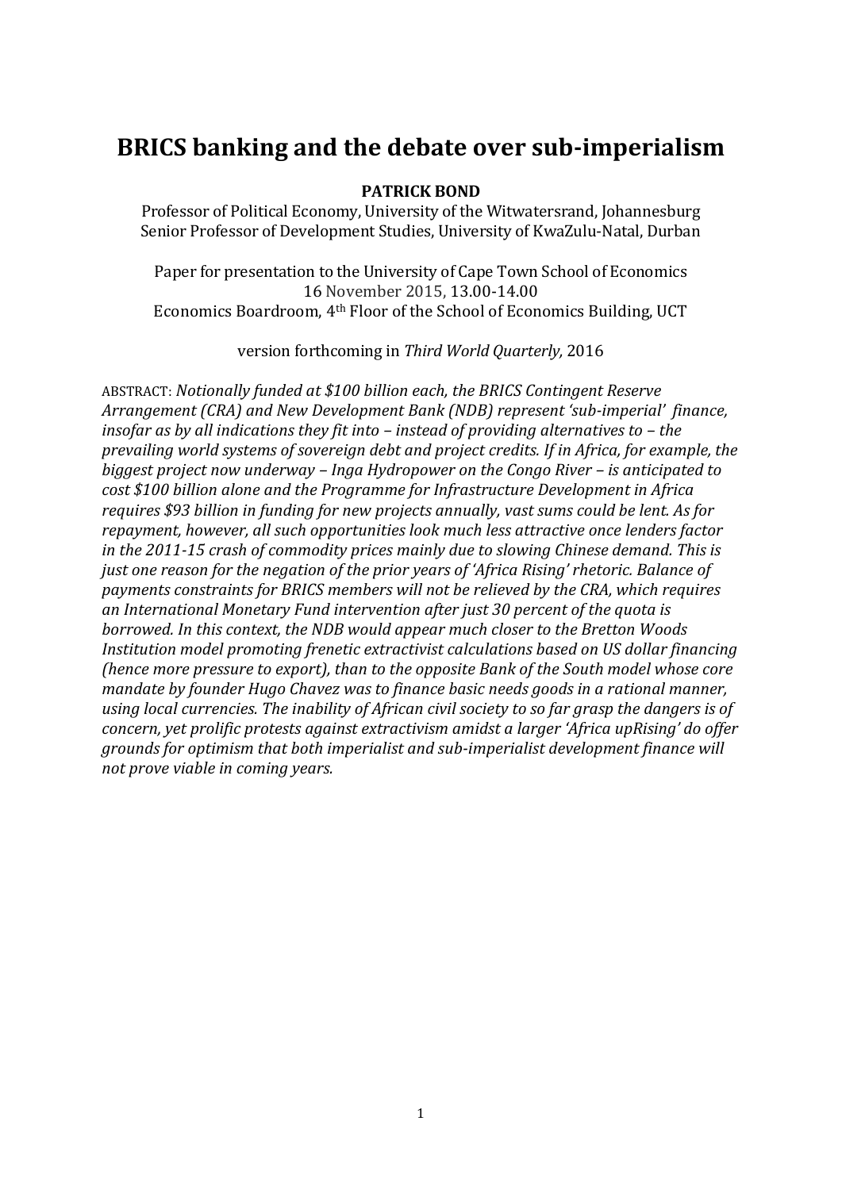# BRICS banking and the debate over sub-imperialism

**PATRICK BOND**

Professor of Political Economy, University of the Witwatersrand, Johannesburg
Senior Professor of Development Studies, University of KwaZulu-Natal, Durban

Paper for presentation to the University of Cape Town School of Economics
16 November 2015, 13.00-14.00
Economics Boardroom, 4th Floor of the School of Economics Building, UCT

version forthcoming in *Third World Quarterly,* 2016

ABSTRACT: *Notionally funded at $100 billion each, the BRICS Contingent Reserve Arrangement (CRA) and New Development Bank (NDB) represent 'sub-imperial' finance, insofar as by all indications they fit into – instead of providing alternatives to – the prevailing world systems of sovereign debt and project credits. If in Africa, for example, the biggest project now underway – Inga Hydropower on the Congo River – is anticipated to cost $100 billion alone and the Programme for Infrastructure Development in Africa requires $93 billion in funding for new projects annually, vast sums could be lent. As for repayment, however, all such opportunities look much less attractive once lenders factor in the 2011-15 crash of commodity prices mainly due to slowing Chinese demand. This is just one reason for the negation of the prior years of 'Africa Rising' rhetoric. Balance of payments constraints for BRICS members will not be relieved by the CRA, which requires an International Monetary Fund intervention after just 30 percent of the quota is borrowed. In this context, the NDB would appear much closer to the Bretton Woods Institution model promoting frenetic extractivist calculations based on US dollar financing (hence more pressure to export), than to the opposite Bank of the South model whose core mandate by founder Hugo Chavez was to finance basic needs goods in a rational manner, using local currencies. The inability of African civil society to so far grasp the dangers is of concern, yet prolific protests against extractivism amidst a larger 'Africa upRising' do offer grounds for optimism that both imperialist and sub-imperialist development finance will not prove viable in coming years.*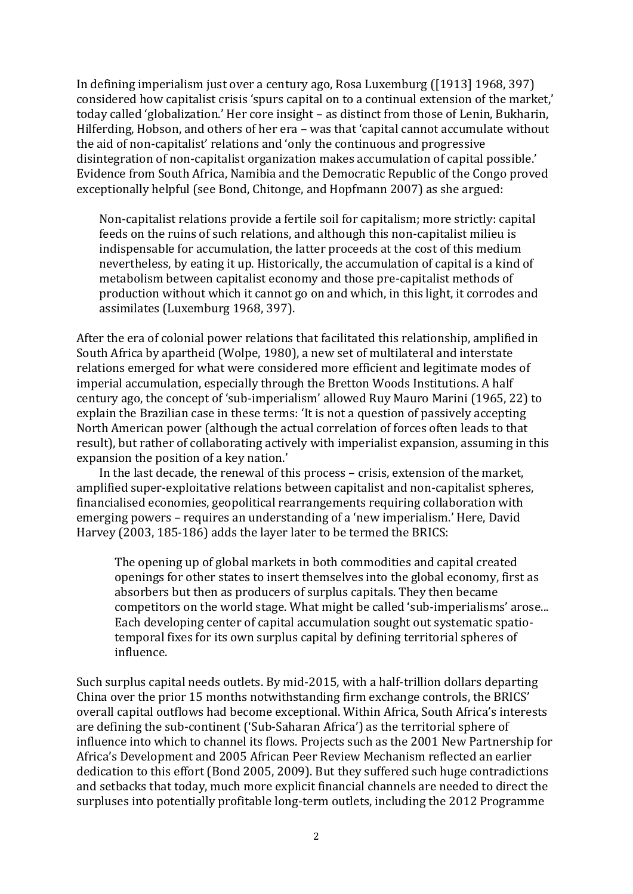In defining imperialism just over a century ago, Rosa Luxemburg ([1913] 1968, 397) considered how capitalist crisis 'spurs capital on to a continual extension of the market,' today called 'globalization.' Her core insight – as distinct from those of Lenin, Bukharin, Hilferding, Hobson, and others of her era – was that 'capital cannot accumulate without the aid of non-capitalist' relations and 'only the continuous and progressive disintegration of non-capitalist organization makes accumulation of capital possible.' Evidence from South Africa, Namibia and the Democratic Republic of the Congo proved exceptionally helpful (see Bond, Chitonge, and Hopfmann 2007) as she argued:

> Non-capitalist relations provide a fertile soil for capitalism; more strictly: capital feeds on the ruins of such relations, and although this non-capitalist milieu is indispensable for accumulation, the latter proceeds at the cost of this medium nevertheless, by eating it up. Historically, the accumulation of capital is a kind of metabolism between capitalist economy and those pre-capitalist methods of production without which it cannot go on and which, in this light, it corrodes and assimilates (Luxemburg 1968, 397).

After the era of colonial power relations that facilitated this relationship, amplified in South Africa by apartheid (Wolpe, 1980), a new set of multilateral and interstate relations emerged for what were considered more efficient and legitimate modes of imperial accumulation, especially through the Bretton Woods Institutions. A half century ago, the concept of 'sub-imperialism' allowed Ruy Mauro Marini (1965, 22) to explain the Brazilian case in these terms: 'It is not a question of passively accepting North American power (although the actual correlation of forces often leads to that result), but rather of collaborating actively with imperialist expansion, assuming in this expansion the position of a key nation.'

In the last decade, the renewal of this process – crisis, extension of the market, amplified super-exploitative relations between capitalist and non-capitalist spheres, financialised economies, geopolitical rearrangements requiring collaboration with emerging powers – requires an understanding of a 'new imperialism.' Here, David Harvey (2003, 185-186) adds the layer later to be termed the BRICS:

> The opening up of global markets in both commodities and capital created openings for other states to insert themselves into the global economy, first as absorbers but then as producers of surplus capitals. They then became competitors on the world stage. What might be called 'sub-imperialisms' arose... Each developing center of capital accumulation sought out systematic spatio-temporal fixes for its own surplus capital by defining territorial spheres of influence.

Such surplus capital needs outlets. By mid-2015, with a half-trillion dollars departing China over the prior 15 months notwithstanding firm exchange controls, the BRICS' overall capital outflows had become exceptional. Within Africa, South Africa's interests are defining the sub-continent ('Sub-Saharan Africa') as the territorial sphere of influence into which to channel its flows. Projects such as the 2001 New Partnership for Africa's Development and 2005 African Peer Review Mechanism reflected an earlier dedication to this effort (Bond 2005, 2009). But they suffered such huge contradictions and setbacks that today, much more explicit financial channels are needed to direct the surpluses into potentially profitable long-term outlets, including the 2012 Programme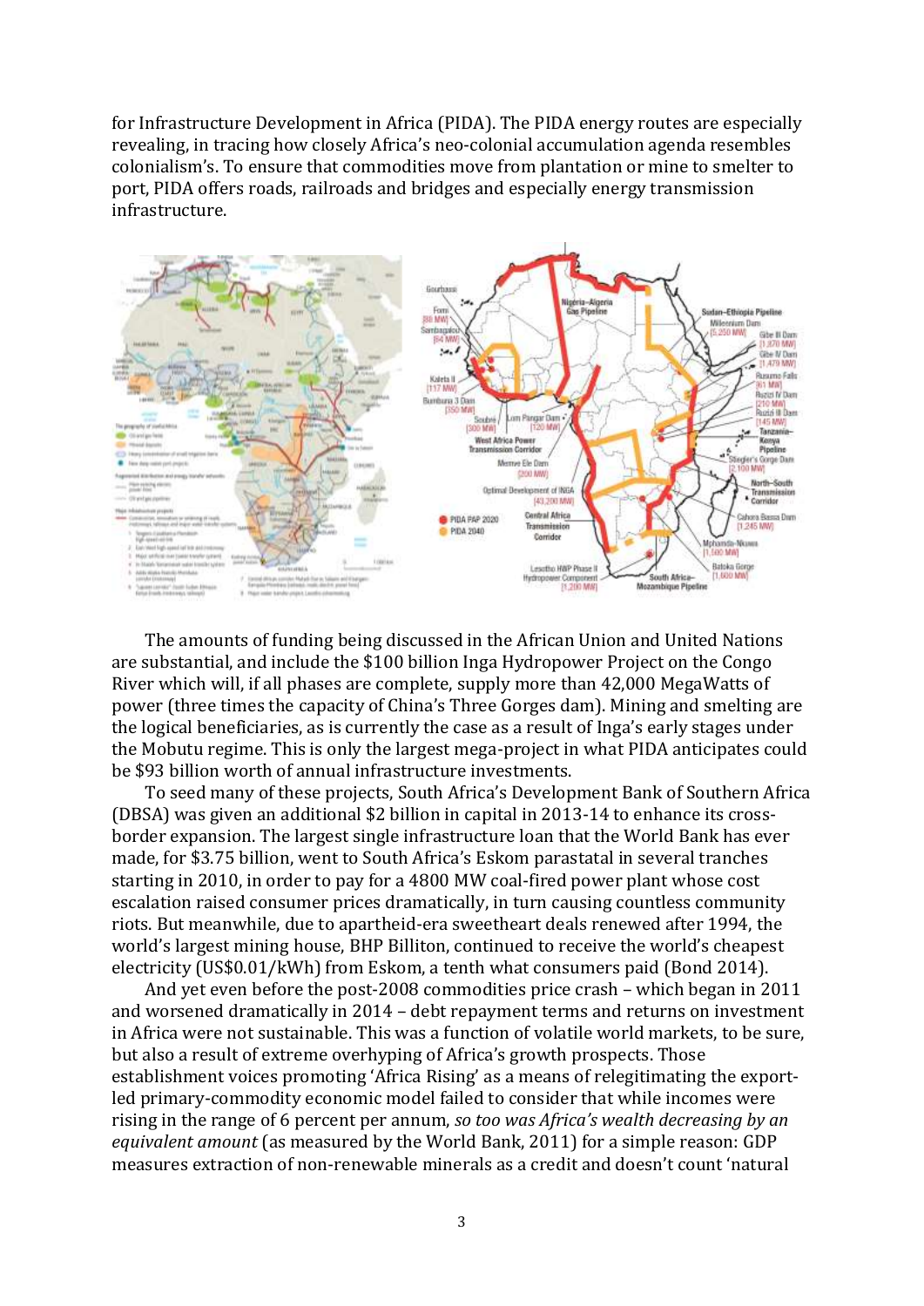for Infrastructure Development in Africa (PIDA). The PIDA energy routes are especially revealing, in tracing how closely Africa's neo-colonial accumulation agenda resembles colonialism's. To ensure that commodities move from plantation or mine to smelter to port, PIDA offers roads, railroads and bridges and especially energy transmission infrastructure.

The amounts of funding being discussed in the African Union and United Nations are substantial, and include the $100 billion Inga Hydropower Project on the Congo River which will, if all phases are complete, supply more than 42,000 MegaWatts of power (three times the capacity of China's Three Gorges dam). Mining and smelting are the logical beneficiaries, as is currently the case as a result of Inga's early stages under the Mobutu regime. This is only the largest mega-project in what PIDA anticipates could be $93 billion worth of annual infrastructure investments.

To seed many of these projects, South Africa's Development Bank of Southern Africa (DBSA) was given an additional $2 billion in capital in 2013-14 to enhance its cross-border expansion. The largest single infrastructure loan that the World Bank has ever made, for $3.75 billion, went to South Africa's Eskom parastatal in several tranches starting in 2010, in order to pay for a 4800 MW coal-fired power plant whose cost escalation raised consumer prices dramatically, in turn causing countless community riots. But meanwhile, due to apartheid-era sweetheart deals renewed after 1994, the world's largest mining house, BHP Billiton, continued to receive the world's cheapest electricity (US$0.01/kWh) from Eskom, a tenth what consumers paid (Bond 2014).

And yet even before the post-2008 commodities price crash – which began in 2011 and worsened dramatically in 2014 – debt repayment terms and returns on investment in Africa were not sustainable. This was a function of volatile world markets, to be sure, but also a result of extreme overhyping of Africa's growth prospects. Those establishment voices promoting 'Africa Rising' as a means of relegitimating the export-led primary-commodity economic model failed to consider that while incomes were rising in the range of 6 percent per annum, *so too was Africa's wealth decreasing by an equivalent amount* (as measured by the World Bank, 2011) for a simple reason: GDP measures extraction of non-renewable minerals as a credit and doesn't count 'natural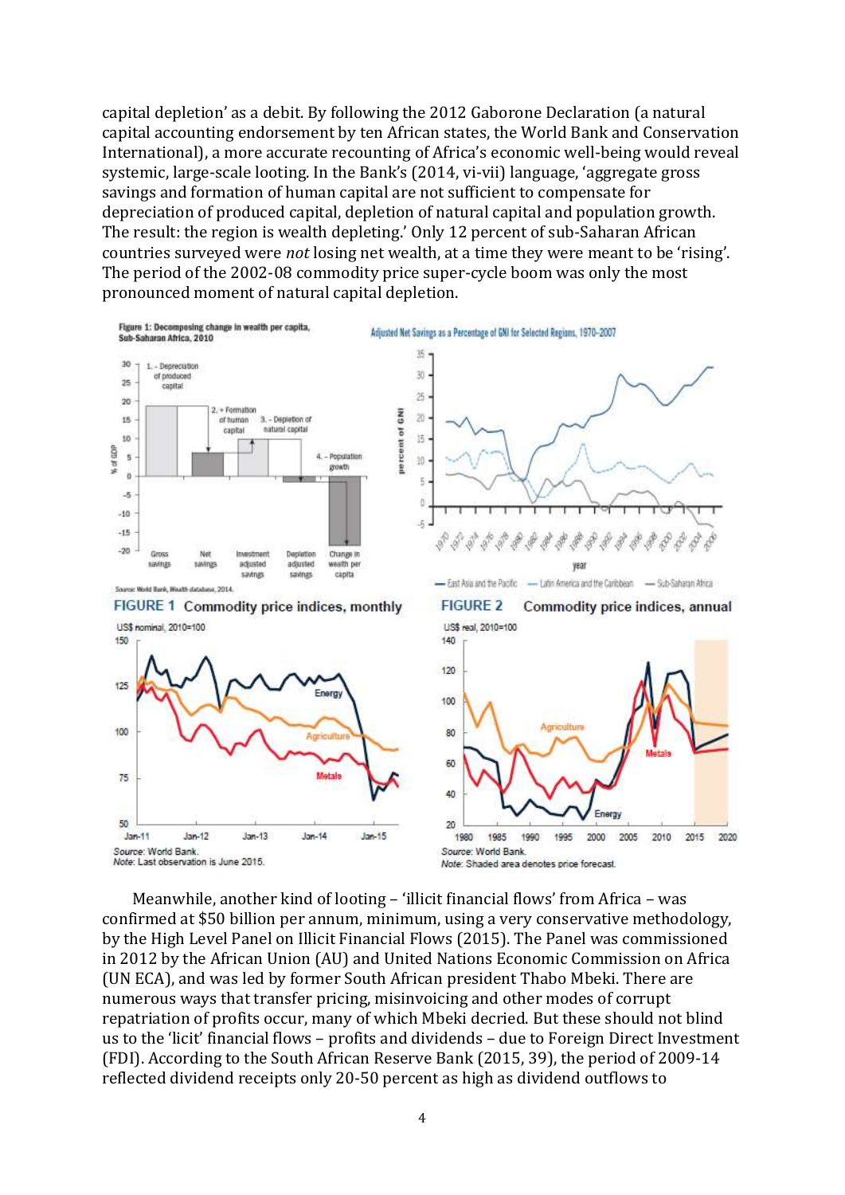capital depletion' as a debit. By following the 2012 Gaborone Declaration (a natural capital accounting endorsement by ten African states, the World Bank and Conservation International), a more accurate recounting of Africa's economic well-being would reveal systemic, large-scale looting. In the Bank's (2014, vi-vii) language, 'aggregate gross savings and formation of human capital are not sufficient to compensate for depreciation of produced capital, depletion of natural capital and population growth. The result: the region is wealth depleting.' Only 12 percent of sub-Saharan African countries surveyed were *not* losing net wealth, at a time they were meant to be 'rising'. The period of the 2002-08 commodity price super-cycle boom was only the most pronounced moment of natural capital depletion.

**Figure 1: Decomposing change in wealth per capita, Sub-Saharan Africa, 2010**

Source: World Bank, Wealth database, 2014.

**Adjusted Net Savings as a Percentage of GNI for Selected Regions, 1970-2007**

— East Asia and the Pacific — Latin America and the Caribbean — Sub-Saharan Africa

**FIGURE 1 Commodity price indices, monthly**

US$ nominal, 2010=100

Source: World Bank.
Note: Last observation is June 2015.

**FIGURE 2 Commodity price indices, annual**

US$ real, 2010=100

Source: World Bank.
Note: Shaded area denotes price forecast.

Meanwhile, another kind of looting – 'illicit financial flows' from Africa – was confirmed at $50 billion per annum, minimum, using a very conservative methodology, by the High Level Panel on Illicit Financial Flows (2015). The Panel was commissioned in 2012 by the African Union (AU) and United Nations Economic Commission on Africa (UN ECA), and was led by former South African president Thabo Mbeki. There are numerous ways that transfer pricing, misinvoicing and other modes of corrupt repatriation of profits occur, many of which Mbeki decried. But these should not blind us to the 'licit' financial flows – profits and dividends – due to Foreign Direct Investment (FDI). According to the South African Reserve Bank (2015, 39), the period of 2009-14 reflected dividend receipts only 20-50 percent as high as dividend outflows to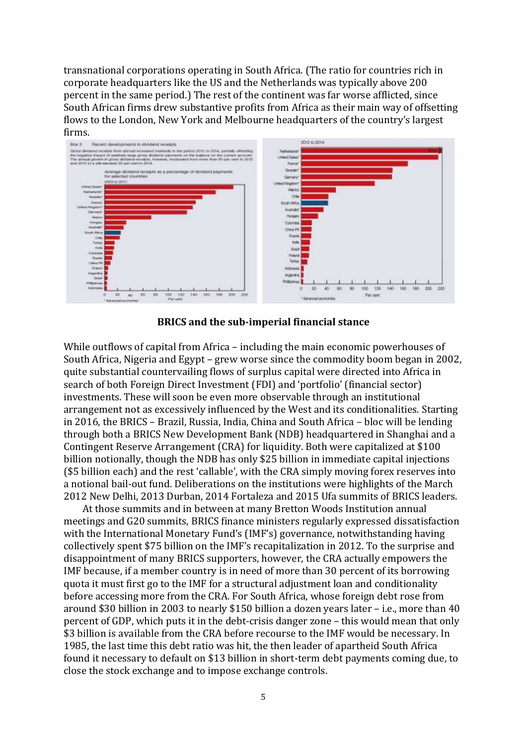transnational corporations operating in South Africa. (The ratio for countries rich in corporate headquarters like the US and the Netherlands was typically above 200 percent in the same period.) The rest of the continent was far worse afflicted, since South African firms drew substantive profits from Africa as their main way of offsetting flows to the London, New York and Melbourne headquarters of the country's largest firms.

**BRICS and the sub-imperial financial stance**

While outflows of capital from Africa – including the main economic powerhouses of South Africa, Nigeria and Egypt – grew worse since the commodity boom began in 2002, quite substantial countervailing flows of surplus capital were directed into Africa in search of both Foreign Direct Investment (FDI) and 'portfolio' (financial sector) investments. These will soon be even more observable through an institutional arrangement not as excessively influenced by the West and its conditionalities. Starting in 2016, the BRICS – Brazil, Russia, India, China and South Africa – bloc will be lending through both a BRICS New Development Bank (NDB) headquartered in Shanghai and a Contingent Reserve Arrangement (CRA) for liquidity. Both were capitalized at $100 billion notionally, though the NDB has only $25 billion in immediate capital injections ($5 billion each) and the rest 'callable', with the CRA simply moving forex reserves into a notional bail-out fund. Deliberations on the institutions were highlights of the March 2012 New Delhi, 2013 Durban, 2014 Fortaleza and 2015 Ufa summits of BRICS leaders.

At those summits and in between at many Bretton Woods Institution annual meetings and G20 summits, BRICS finance ministers regularly expressed dissatisfaction with the International Monetary Fund's (IMF's) governance, notwithstanding having collectively spent $75 billion on the IMF's recapitalization in 2012. To the surprise and disappointment of many BRICS supporters, however, the CRA actually empowers the IMF because, if a member country is in need of more than 30 percent of its borrowing quota it must first go to the IMF for a structural adjustment loan and conditionality before accessing more from the CRA. For South Africa, whose foreign debt rose from around $30 billion in 2003 to nearly $150 billion a dozen years later – i.e., more than 40 percent of GDP, which puts it in the debt-crisis danger zone – this would mean that only $3 billion is available from the CRA before recourse to the IMF would be necessary. In 1985, the last time this debt ratio was hit, the then leader of apartheid South Africa found it necessary to default on $13 billion in short-term debt payments coming due, to close the stock exchange and to impose exchange controls.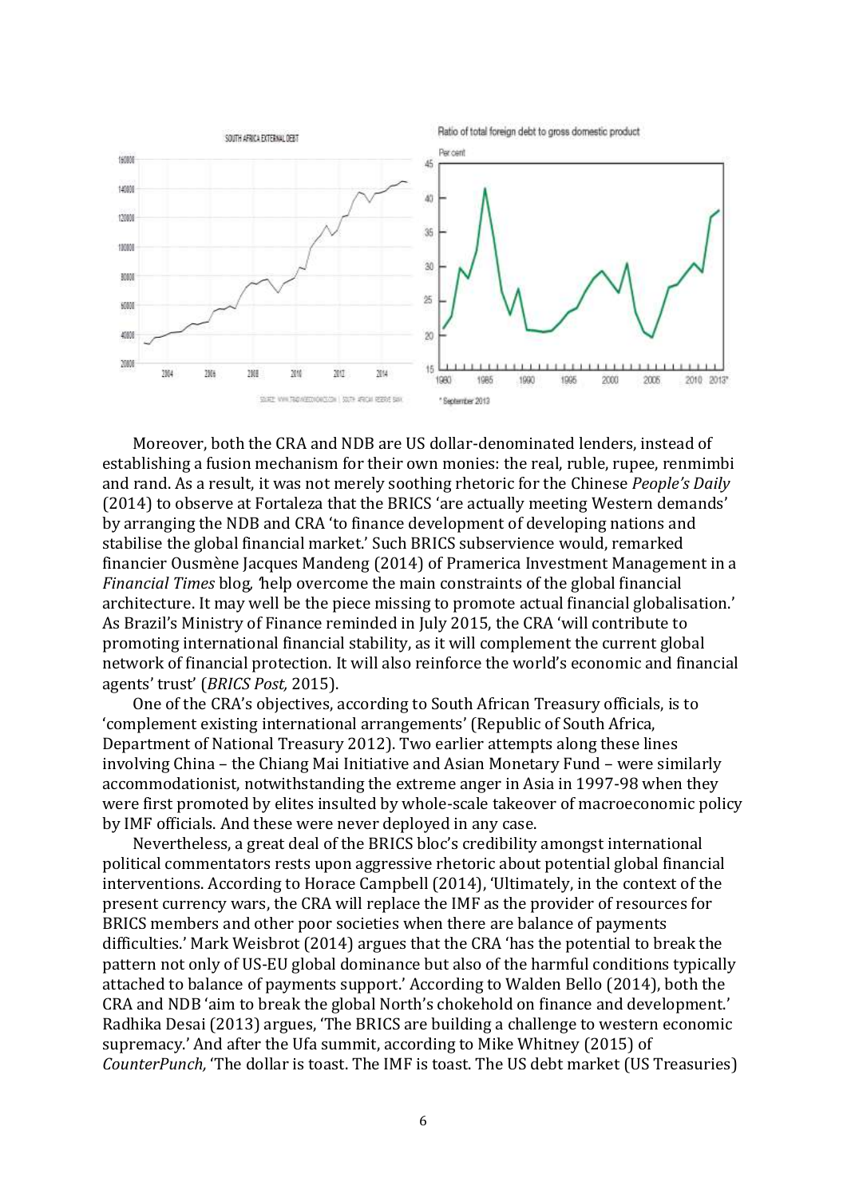Moreover, both the CRA and NDB are US dollar-denominated lenders, instead of establishing a fusion mechanism for their own monies: the real, ruble, rupee, renmimbi and rand. As a result, it was not merely soothing rhetoric for the Chinese *People's Daily* (2014) to observe at Fortaleza that the BRICS 'are actually meeting Western demands' by arranging the NDB and CRA 'to finance development of developing nations and stabilise the global financial market.' Such BRICS subservience would, remarked financier Ousmène Jacques Mandeng (2014) of Pramerica Investment Management in a *Financial Times* blog, 'help overcome the main constraints of the global financial architecture. It may well be the piece missing to promote actual financial globalisation.' As Brazil's Ministry of Finance reminded in July 2015, the CRA 'will contribute to promoting international financial stability, as it will complement the current global network of financial protection. It will also reinforce the world's economic and financial agents' trust' (*BRICS Post,* 2015).

One of the CRA's objectives, according to South African Treasury officials, is to 'complement existing international arrangements' (Republic of South Africa, Department of National Treasury 2012). Two earlier attempts along these lines involving China – the Chiang Mai Initiative and Asian Monetary Fund – were similarly accommodationist, notwithstanding the extreme anger in Asia in 1997-98 when they were first promoted by elites insulted by whole-scale takeover of macroeconomic policy by IMF officials. And these were never deployed in any case.

Nevertheless, a great deal of the BRICS bloc's credibility amongst international political commentators rests upon aggressive rhetoric about potential global financial interventions. According to Horace Campbell (2014), 'Ultimately, in the context of the present currency wars, the CRA will replace the IMF as the provider of resources for BRICS members and other poor societies when there are balance of payments difficulties.' Mark Weisbrot (2014) argues that the CRA 'has the potential to break the pattern not only of US-EU global dominance but also of the harmful conditions typically attached to balance of payments support.' According to Walden Bello (2014), both the CRA and NDB 'aim to break the global North's chokehold on finance and development.' Radhika Desai (2013) argues, 'The BRICS are building a challenge to western economic supremacy.' And after the Ufa summit, according to Mike Whitney (2015) of *CounterPunch,* 'The dollar is toast. The IMF is toast. The US debt market (US Treasuries)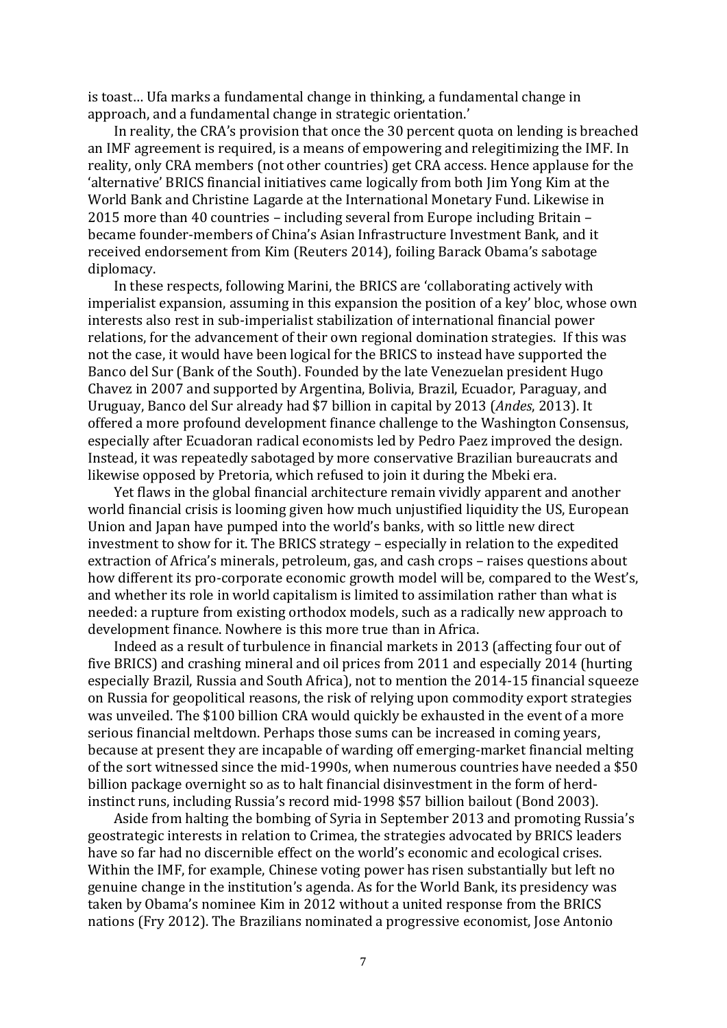is toast… Ufa marks a fundamental change in thinking, a fundamental change in approach, and a fundamental change in strategic orientation.'

In reality, the CRA's provision that once the 30 percent quota on lending is breached an IMF agreement is required, is a means of empowering and relegitimizing the IMF. In reality, only CRA members (not other countries) get CRA access. Hence applause for the 'alternative' BRICS financial initiatives came logically from both Jim Yong Kim at the World Bank and Christine Lagarde at the International Monetary Fund. Likewise in 2015 more than 40 countries – including several from Europe including Britain – became founder-members of China's Asian Infrastructure Investment Bank, and it received endorsement from Kim (Reuters 2014), foiling Barack Obama's sabotage diplomacy.

In these respects, following Marini, the BRICS are 'collaborating actively with imperialist expansion, assuming in this expansion the position of a key' bloc, whose own interests also rest in sub-imperialist stabilization of international financial power relations, for the advancement of their own regional domination strategies. If this was not the case, it would have been logical for the BRICS to instead have supported the Banco del Sur (Bank of the South). Founded by the late Venezuelan president Hugo Chavez in 2007 and supported by Argentina, Bolivia, Brazil, Ecuador, Paraguay, and Uruguay, Banco del Sur already had $7 billion in capital by 2013 (*Andes*, 2013). It offered a more profound development finance challenge to the Washington Consensus, especially after Ecuadoran radical economists led by Pedro Paez improved the design. Instead, it was repeatedly sabotaged by more conservative Brazilian bureaucrats and likewise opposed by Pretoria, which refused to join it during the Mbeki era.

Yet flaws in the global financial architecture remain vividly apparent and another world financial crisis is looming given how much unjustified liquidity the US, European Union and Japan have pumped into the world's banks, with so little new direct investment to show for it. The BRICS strategy – especially in relation to the expedited extraction of Africa's minerals, petroleum, gas, and cash crops – raises questions about how different its pro-corporate economic growth model will be, compared to the West's, and whether its role in world capitalism is limited to assimilation rather than what is needed: a rupture from existing orthodox models, such as a radically new approach to development finance. Nowhere is this more true than in Africa.

Indeed as a result of turbulence in financial markets in 2013 (affecting four out of five BRICS) and crashing mineral and oil prices from 2011 and especially 2014 (hurting especially Brazil, Russia and South Africa), not to mention the 2014-15 financial squeeze on Russia for geopolitical reasons, the risk of relying upon commodity export strategies was unveiled. The $100 billion CRA would quickly be exhausted in the event of a more serious financial meltdown. Perhaps those sums can be increased in coming years, because at present they are incapable of warding off emerging-market financial melting of the sort witnessed since the mid-1990s, when numerous countries have needed a $50 billion package overnight so as to halt financial disinvestment in the form of herd-instinct runs, including Russia's record mid-1998 $57 billion bailout (Bond 2003).

Aside from halting the bombing of Syria in September 2013 and promoting Russia's geostrategic interests in relation to Crimea, the strategies advocated by BRICS leaders have so far had no discernible effect on the world's economic and ecological crises. Within the IMF, for example, Chinese voting power has risen substantially but left no genuine change in the institution's agenda. As for the World Bank, its presidency was taken by Obama's nominee Kim in 2012 without a united response from the BRICS nations (Fry 2012). The Brazilians nominated a progressive economist, Jose Antonio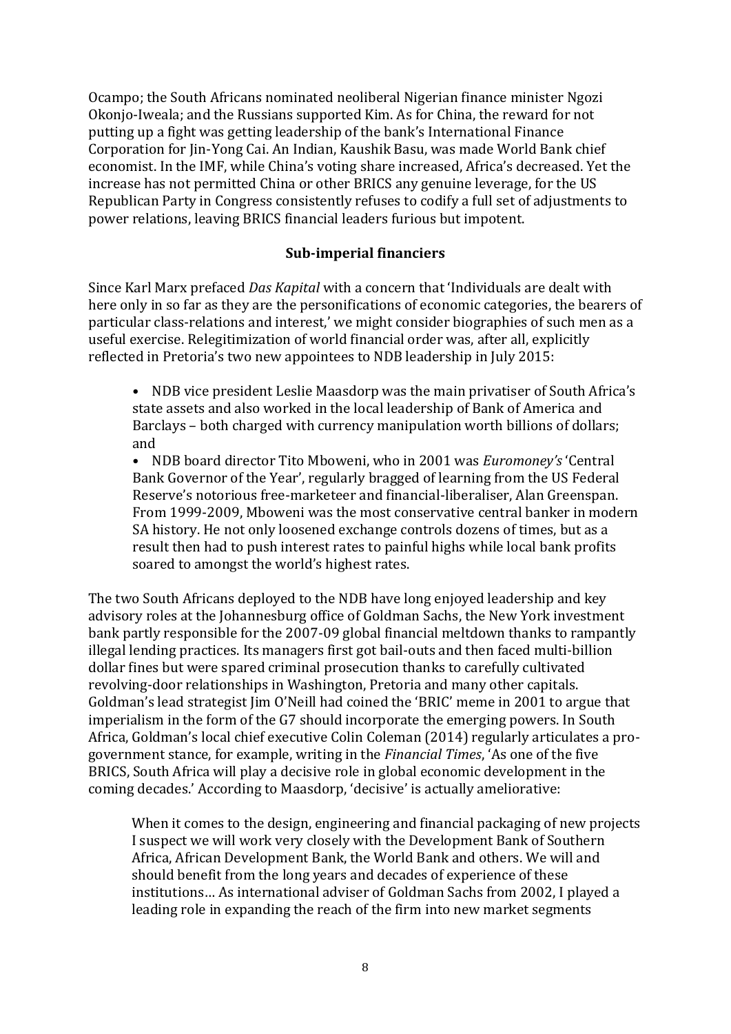Ocampo; the South Africans nominated neoliberal Nigerian finance minister Ngozi Okonjo-Iweala; and the Russians supported Kim. As for China, the reward for not putting up a fight was getting leadership of the bank's International Finance Corporation for Jin-Yong Cai. An Indian, Kaushik Basu, was made World Bank chief economist. In the IMF, while China's voting share increased, Africa's decreased. Yet the increase has not permitted China or other BRICS any genuine leverage, for the US Republican Party in Congress consistently refuses to codify a full set of adjustments to power relations, leaving BRICS financial leaders furious but impotent.

## Sub-imperial financiers

Since Karl Marx prefaced *Das Kapital* with a concern that 'Individuals are dealt with here only in so far as they are the personifications of economic categories, the bearers of particular class-relations and interest,' we might consider biographies of such men as a useful exercise. Relegitimization of world financial order was, after all, explicitly reflected in Pretoria's two new appointees to NDB leadership in July 2015:

- NDB vice president Leslie Maasdorp was the main privatiser of South Africa's state assets and also worked in the local leadership of Bank of America and Barclays – both charged with currency manipulation worth billions of dollars; and
- NDB board director Tito Mboweni, who in 2001 was *Euromoney's* 'Central Bank Governor of the Year', regularly bragged of learning from the US Federal Reserve's notorious free-marketeer and financial-liberaliser, Alan Greenspan. From 1999-2009, Mboweni was the most conservative central banker in modern SA history. He not only loosened exchange controls dozens of times, but as a result then had to push interest rates to painful highs while local bank profits soared to amongst the world's highest rates.

The two South Africans deployed to the NDB have long enjoyed leadership and key advisory roles at the Johannesburg office of Goldman Sachs, the New York investment bank partly responsible for the 2007-09 global financial meltdown thanks to rampantly illegal lending practices. Its managers first got bail-outs and then faced multi-billion dollar fines but were spared criminal prosecution thanks to carefully cultivated revolving-door relationships in Washington, Pretoria and many other capitals. Goldman's lead strategist Jim O'Neill had coined the 'BRIC' meme in 2001 to argue that imperialism in the form of the G7 should incorporate the emerging powers. In South Africa, Goldman's local chief executive Colin Coleman (2014) regularly articulates a pro-government stance, for example, writing in the *Financial Times*, 'As one of the five BRICS, South Africa will play a decisive role in global economic development in the coming decades.' According to Maasdorp, 'decisive' is actually ameliorative:

> When it comes to the design, engineering and financial packaging of new projects I suspect we will work very closely with the Development Bank of Southern Africa, African Development Bank, the World Bank and others. We will and should benefit from the long years and decades of experience of these institutions… As international adviser of Goldman Sachs from 2002, I played a leading role in expanding the reach of the firm into new market segments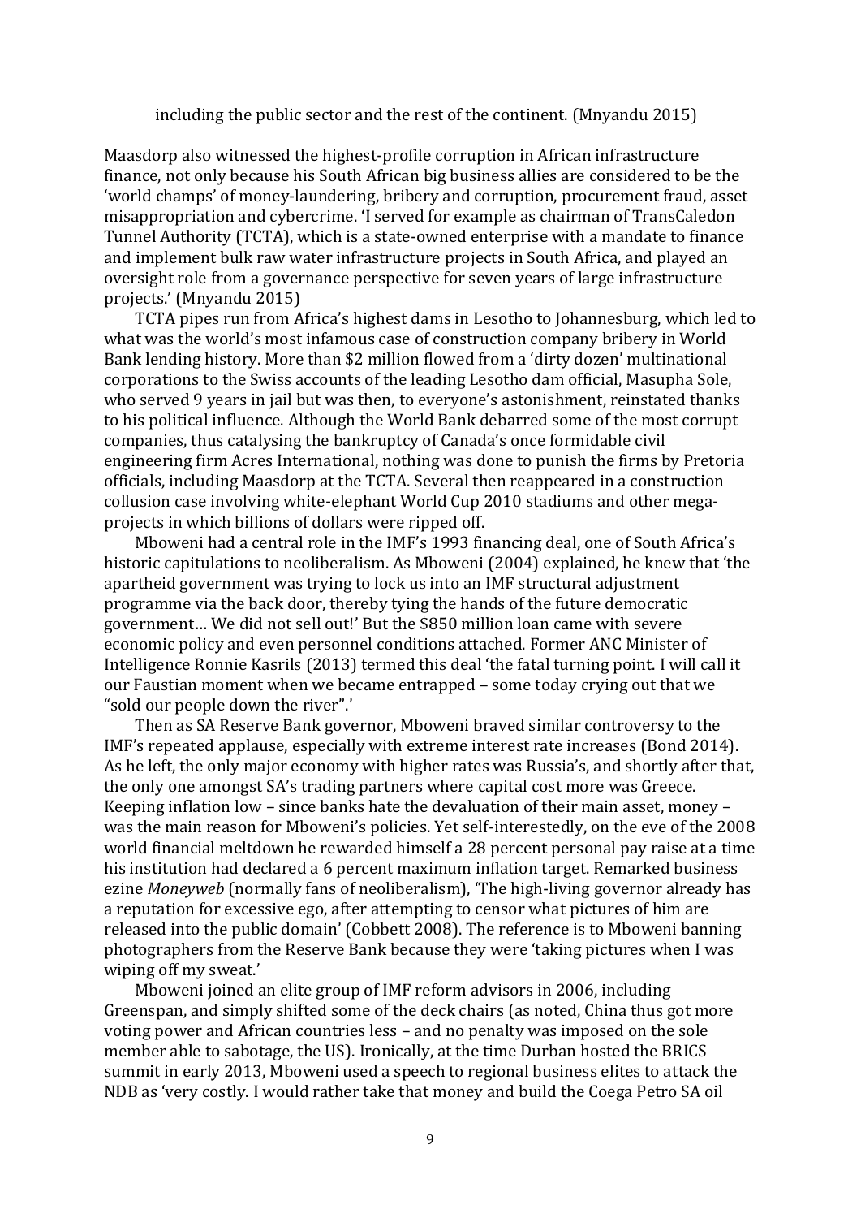> including the public sector and the rest of the continent. (Mnyandu 2015)

Maasdorp also witnessed the highest-profile corruption in African infrastructure finance, not only because his South African big business allies are considered to be the 'world champs' of money-laundering, bribery and corruption, procurement fraud, asset misappropriation and cybercrime. 'I served for example as chairman of TransCaledon Tunnel Authority (TCTA), which is a state-owned enterprise with a mandate to finance and implement bulk raw water infrastructure projects in South Africa, and played an oversight role from a governance perspective for seven years of large infrastructure projects.' (Mnyandu 2015)

TCTA pipes run from Africa's highest dams in Lesotho to Johannesburg, which led to what was the world's most infamous case of construction company bribery in World Bank lending history. More than $2 million flowed from a 'dirty dozen' multinational corporations to the Swiss accounts of the leading Lesotho dam official, Masupha Sole, who served 9 years in jail but was then, to everyone's astonishment, reinstated thanks to his political influence. Although the World Bank debarred some of the most corrupt companies, thus catalysing the bankruptcy of Canada's once formidable civil engineering firm Acres International, nothing was done to punish the firms by Pretoria officials, including Maasdorp at the TCTA. Several then reappeared in a construction collusion case involving white-elephant World Cup 2010 stadiums and other mega-projects in which billions of dollars were ripped off.

Mboweni had a central role in the IMF's 1993 financing deal, one of South Africa's historic capitulations to neoliberalism. As Mboweni (2004) explained, he knew that 'the apartheid government was trying to lock us into an IMF structural adjustment programme via the back door, thereby tying the hands of the future democratic government… We did not sell out!' But the $850 million loan came with severe economic policy and even personnel conditions attached. Former ANC Minister of Intelligence Ronnie Kasrils (2013) termed this deal 'the fatal turning point. I will call it our Faustian moment when we became entrapped – some today crying out that we "sold our people down the river".'

Then as SA Reserve Bank governor, Mboweni braved similar controversy to the IMF's repeated applause, especially with extreme interest rate increases (Bond 2014). As he left, the only major economy with higher rates was Russia's, and shortly after that, the only one amongst SA's trading partners where capital cost more was Greece. Keeping inflation low – since banks hate the devaluation of their main asset, money – was the main reason for Mboweni's policies. Yet self-interestedly, on the eve of the 2008 world financial meltdown he rewarded himself a 28 percent personal pay raise at a time his institution had declared a 6 percent maximum inflation target. Remarked business ezine *Moneyweb* (normally fans of neoliberalism), 'The high-living governor already has a reputation for excessive ego, after attempting to censor what pictures of him are released into the public domain' (Cobbett 2008). The reference is to Mboweni banning photographers from the Reserve Bank because they were 'taking pictures when I was wiping off my sweat.'

Mboweni joined an elite group of IMF reform advisors in 2006, including Greenspan, and simply shifted some of the deck chairs (as noted, China thus got more voting power and African countries less – and no penalty was imposed on the sole member able to sabotage, the US). Ironically, at the time Durban hosted the BRICS summit in early 2013, Mboweni used a speech to regional business elites to attack the NDB as 'very costly. I would rather take that money and build the Coega Petro SA oil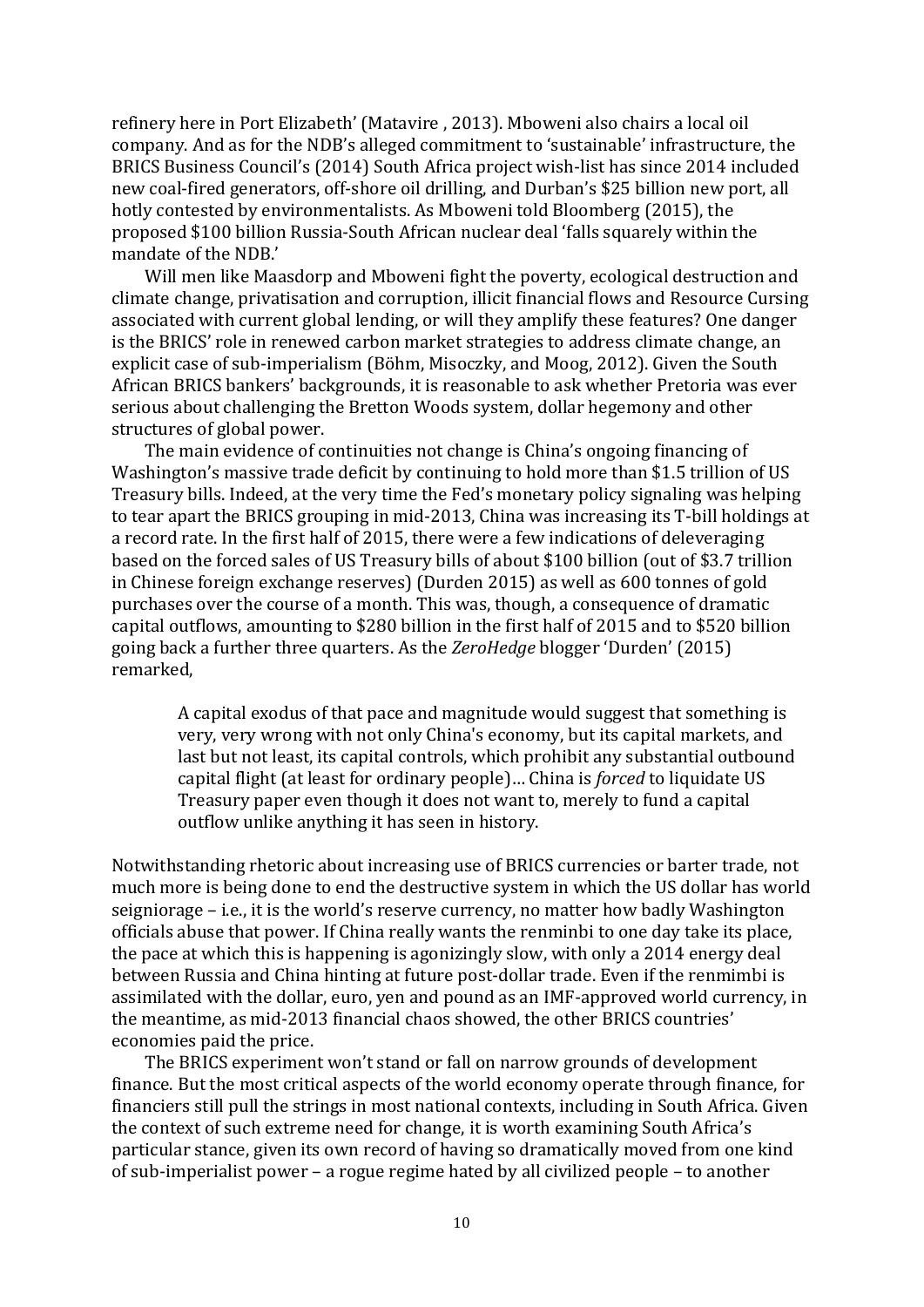refinery here in Port Elizabeth' (Matavire , 2013). Mboweni also chairs a local oil company. And as for the NDB's alleged commitment to 'sustainable' infrastructure, the BRICS Business Council's (2014) South Africa project wish-list has since 2014 included new coal-fired generators, off-shore oil drilling, and Durban's $25 billion new port, all hotly contested by environmentalists. As Mboweni told Bloomberg (2015), the proposed $100 billion Russia-South African nuclear deal 'falls squarely within the mandate of the NDB.'

Will men like Maasdorp and Mboweni fight the poverty, ecological destruction and climate change, privatisation and corruption, illicit financial flows and Resource Cursing associated with current global lending, or will they amplify these features? One danger is the BRICS' role in renewed carbon market strategies to address climate change, an explicit case of sub-imperialism (Böhm, Misoczky, and Moog, 2012). Given the South African BRICS bankers' backgrounds, it is reasonable to ask whether Pretoria was ever serious about challenging the Bretton Woods system, dollar hegemony and other structures of global power.

The main evidence of continuities not change is China's ongoing financing of Washington's massive trade deficit by continuing to hold more than $1.5 trillion of US Treasury bills. Indeed, at the very time the Fed's monetary policy signaling was helping to tear apart the BRICS grouping in mid-2013, China was increasing its T-bill holdings at a record rate. In the first half of 2015, there were a few indications of deleveraging based on the forced sales of US Treasury bills of about $100 billion (out of $3.7 trillion in Chinese foreign exchange reserves) (Durden 2015) as well as 600 tonnes of gold purchases over the course of a month. This was, though, a consequence of dramatic capital outflows, amounting to $280 billion in the first half of 2015 and to $520 billion going back a further three quarters. As the *ZeroHedge* blogger 'Durden' (2015) remarked,

> A capital exodus of that pace and magnitude would suggest that something is very, very wrong with not only China's economy, but its capital markets, and last but not least, its capital controls, which prohibit any substantial outbound capital flight (at least for ordinary people)… China is *forced* to liquidate US Treasury paper even though it does not want to, merely to fund a capital outflow unlike anything it has seen in history.

Notwithstanding rhetoric about increasing use of BRICS currencies or barter trade, not much more is being done to end the destructive system in which the US dollar has world seigniorage – i.e., it is the world's reserve currency, no matter how badly Washington officials abuse that power. If China really wants the renminbi to one day take its place, the pace at which this is happening is agonizingly slow, with only a 2014 energy deal between Russia and China hinting at future post-dollar trade. Even if the renmimbi is assimilated with the dollar, euro, yen and pound as an IMF-approved world currency, in the meantime, as mid-2013 financial chaos showed, the other BRICS countries' economies paid the price.

The BRICS experiment won't stand or fall on narrow grounds of development finance. But the most critical aspects of the world economy operate through finance, for financiers still pull the strings in most national contexts, including in South Africa. Given the context of such extreme need for change, it is worth examining South Africa's particular stance, given its own record of having so dramatically moved from one kind of sub-imperialist power – a rogue regime hated by all civilized people – to another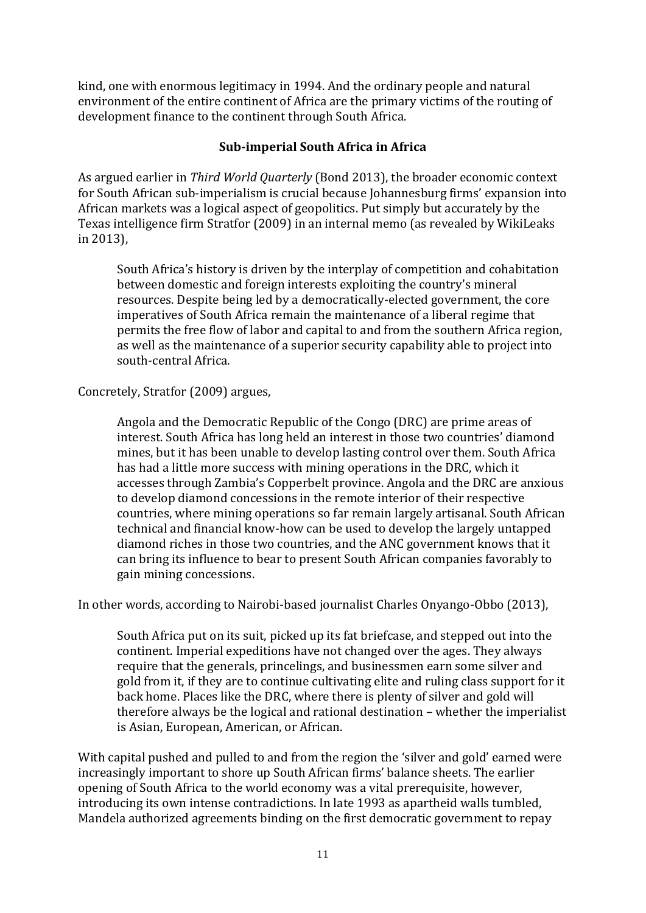kind, one with enormous legitimacy in 1994. And the ordinary people and natural environment of the entire continent of Africa are the primary victims of the routing of development finance to the continent through South Africa.

## Sub-imperial South Africa in Africa

As argued earlier in *Third World Quarterly* (Bond 2013), the broader economic context for South African sub-imperialism is crucial because Johannesburg firms' expansion into African markets was a logical aspect of geopolitics. Put simply but accurately by the Texas intelligence firm Stratfor (2009) in an internal memo (as revealed by WikiLeaks in 2013),

> South Africa's history is driven by the interplay of competition and cohabitation between domestic and foreign interests exploiting the country's mineral resources. Despite being led by a democratically-elected government, the core imperatives of South Africa remain the maintenance of a liberal regime that permits the free flow of labor and capital to and from the southern Africa region, as well as the maintenance of a superior security capability able to project into south-central Africa.

Concretely, Stratfor (2009) argues,

> Angola and the Democratic Republic of the Congo (DRC) are prime areas of interest. South Africa has long held an interest in those two countries' diamond mines, but it has been unable to develop lasting control over them. South Africa has had a little more success with mining operations in the DRC, which it accesses through Zambia's Copperbelt province. Angola and the DRC are anxious to develop diamond concessions in the remote interior of their respective countries, where mining operations so far remain largely artisanal. South African technical and financial know-how can be used to develop the largely untapped diamond riches in those two countries, and the ANC government knows that it can bring its influence to bear to present South African companies favorably to gain mining concessions.

In other words, according to Nairobi-based journalist Charles Onyango-Obbo (2013),

> South Africa put on its suit, picked up its fat briefcase, and stepped out into the continent. Imperial expeditions have not changed over the ages. They always require that the generals, princelings, and businessmen earn some silver and gold from it, if they are to continue cultivating elite and ruling class support for it back home. Places like the DRC, where there is plenty of silver and gold will therefore always be the logical and rational destination – whether the imperialist is Asian, European, American, or African.

With capital pushed and pulled to and from the region the 'silver and gold' earned were increasingly important to shore up South African firms' balance sheets. The earlier opening of South Africa to the world economy was a vital prerequisite, however, introducing its own intense contradictions. In late 1993 as apartheid walls tumbled, Mandela authorized agreements binding on the first democratic government to repay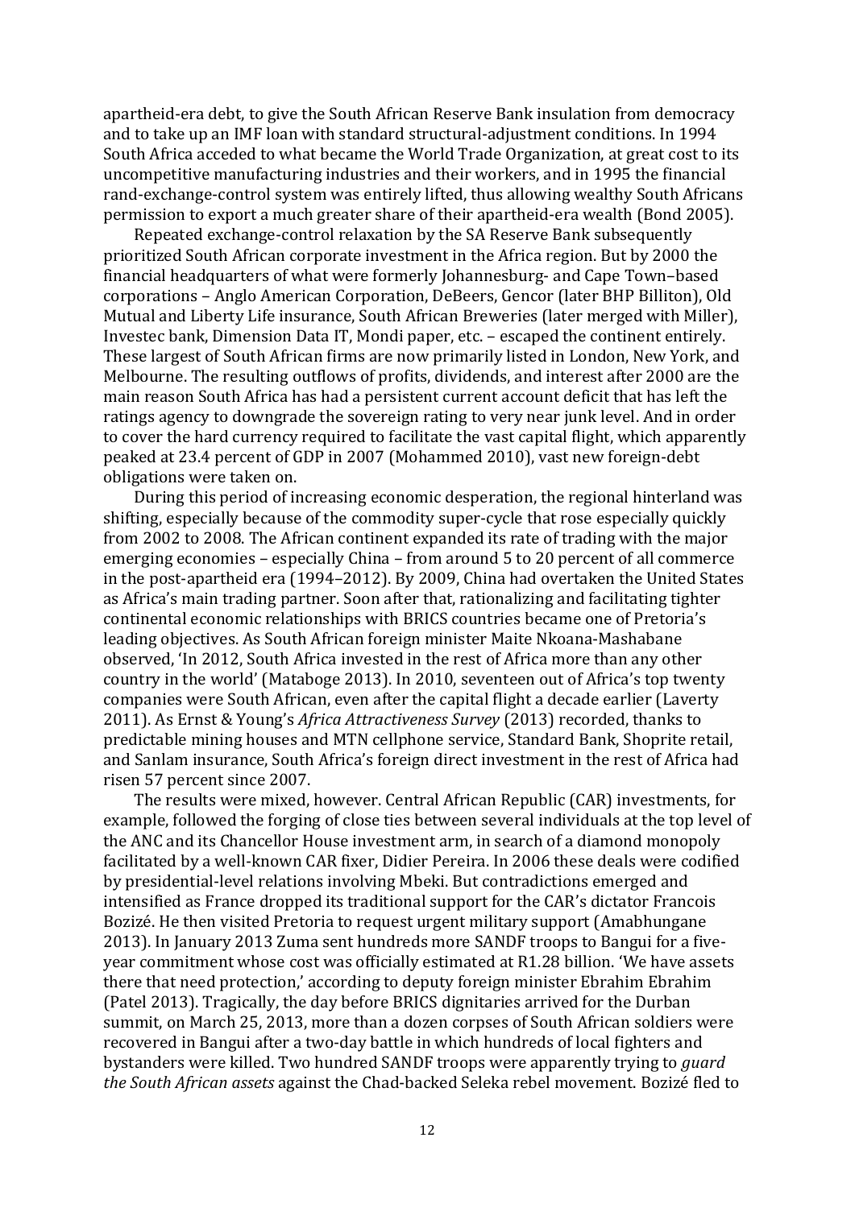apartheid-era debt, to give the South African Reserve Bank insulation from democracy and to take up an IMF loan with standard structural-adjustment conditions. In 1994 South Africa acceded to what became the World Trade Organization, at great cost to its uncompetitive manufacturing industries and their workers, and in 1995 the financial rand-exchange-control system was entirely lifted, thus allowing wealthy South Africans permission to export a much greater share of their apartheid-era wealth (Bond 2005).

Repeated exchange-control relaxation by the SA Reserve Bank subsequently prioritized South African corporate investment in the Africa region. But by 2000 the financial headquarters of what were formerly Johannesburg- and Cape Town–based corporations – Anglo American Corporation, DeBeers, Gencor (later BHP Billiton), Old Mutual and Liberty Life insurance, South African Breweries (later merged with Miller), Investec bank, Dimension Data IT, Mondi paper, etc. – escaped the continent entirely. These largest of South African firms are now primarily listed in London, New York, and Melbourne. The resulting outflows of profits, dividends, and interest after 2000 are the main reason South Africa has had a persistent current account deficit that has left the ratings agency to downgrade the sovereign rating to very near junk level. And in order to cover the hard currency required to facilitate the vast capital flight, which apparently peaked at 23.4 percent of GDP in 2007 (Mohammed 2010), vast new foreign-debt obligations were taken on.

During this period of increasing economic desperation, the regional hinterland was shifting, especially because of the commodity super-cycle that rose especially quickly from 2002 to 2008. The African continent expanded its rate of trading with the major emerging economies – especially China – from around 5 to 20 percent of all commerce in the post-apartheid era (1994–2012). By 2009, China had overtaken the United States as Africa's main trading partner. Soon after that, rationalizing and facilitating tighter continental economic relationships with BRICS countries became one of Pretoria's leading objectives. As South African foreign minister Maite Nkoana-Mashabane observed, 'In 2012, South Africa invested in the rest of Africa more than any other country in the world' (Mataboge 2013). In 2010, seventeen out of Africa's top twenty companies were South African, even after the capital flight a decade earlier (Laverty 2011). As Ernst & Young's *Africa Attractiveness Survey* (2013) recorded, thanks to predictable mining houses and MTN cellphone service, Standard Bank, Shoprite retail, and Sanlam insurance, South Africa's foreign direct investment in the rest of Africa had risen 57 percent since 2007.

The results were mixed, however. Central African Republic (CAR) investments, for example, followed the forging of close ties between several individuals at the top level of the ANC and its Chancellor House investment arm, in search of a diamond monopoly facilitated by a well-known CAR fixer, Didier Pereira. In 2006 these deals were codified by presidential-level relations involving Mbeki. But contradictions emerged and intensified as France dropped its traditional support for the CAR's dictator Francois Bozizé. He then visited Pretoria to request urgent military support (Amabhungane 2013). In January 2013 Zuma sent hundreds more SANDF troops to Bangui for a five-year commitment whose cost was officially estimated at R1.28 billion. 'We have assets there that need protection,' according to deputy foreign minister Ebrahim Ebrahim (Patel 2013). Tragically, the day before BRICS dignitaries arrived for the Durban summit, on March 25, 2013, more than a dozen corpses of South African soldiers were recovered in Bangui after a two-day battle in which hundreds of local fighters and bystanders were killed. Two hundred SANDF troops were apparently trying to *guard the South African assets* against the Chad-backed Seleka rebel movement. Bozizé fled to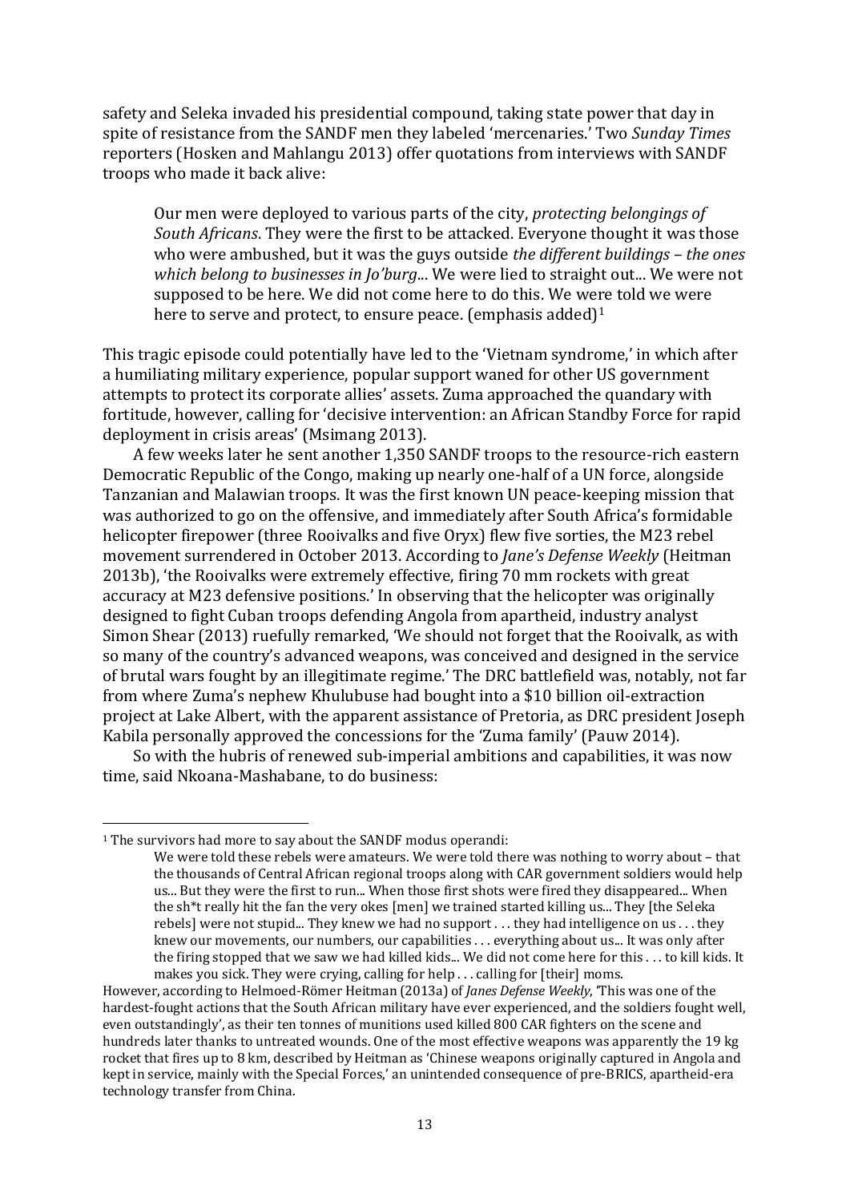safety and Seleka invaded his presidential compound, taking state power that day in spite of resistance from the SANDF men they labeled 'mercenaries.' Two *Sunday Times* reporters (Hosken and Mahlangu 2013) offer quotations from interviews with SANDF troops who made it back alive:

> Our men were deployed to various parts of the city, *protecting belongings of South Africans*. They were the first to be attacked. Everyone thought it was those who were ambushed, but it was the guys outside *the different buildings – the ones which belong to businesses in Jo'burg*... We were lied to straight out... We were not supposed to be here. We did not come here to do this. We were told we were here to serve and protect, to ensure peace. (emphasis added)[1]

This tragic episode could potentially have led to the 'Vietnam syndrome,' in which after a humiliating military experience, popular support waned for other US government attempts to protect its corporate allies' assets. Zuma approached the quandary with fortitude, however, calling for 'decisive intervention: an African Standby Force for rapid deployment in crisis areas' (Msimang 2013).

A few weeks later he sent another 1,350 SANDF troops to the resource-rich eastern Democratic Republic of the Congo, making up nearly one-half of a UN force, alongside Tanzanian and Malawian troops. It was the first known UN peace-keeping mission that was authorized to go on the offensive, and immediately after South Africa's formidable helicopter firepower (three Rooivalks and five Oryx) flew five sorties, the M23 rebel movement surrendered in October 2013. According to *Jane's Defense Weekly* (Heitman 2013b), 'the Rooivalks were extremely effective, firing 70 mm rockets with great accuracy at M23 defensive positions.' In observing that the helicopter was originally designed to fight Cuban troops defending Angola from apartheid, industry analyst Simon Shear (2013) ruefully remarked, 'We should not forget that the Rooivalk, as with so many of the country's advanced weapons, was conceived and designed in the service of brutal wars fought by an illegitimate regime.' The DRC battlefield was, notably, not far from where Zuma's nephew Khulubuse had bought into a $10 billion oil-extraction project at Lake Albert, with the apparent assistance of Pretoria, as DRC president Joseph Kabila personally approved the concessions for the 'Zuma family' (Pauw 2014).

So with the hubris of renewed sub-imperial ambitions and capabilities, it was now time, said Nkoana-Mashabane, to do business:

---

[1] The survivors had more to say about the SANDF modus operandi:

> We were told these rebels were amateurs. We were told there was nothing to worry about – that the thousands of Central African regional troops along with CAR government soldiers would help us... But they were the first to run... When those first shots were fired they disappeared... When the sh*t really hit the fan the very okes [men] we trained started killing us... They [the Seleka rebels] were not stupid... They knew we had no support . . . they had intelligence on us . . . they knew our movements, our numbers, our capabilities . . . everything about us... It was only after the firing stopped that we saw we had killed kids... We did not come here for this . . . to kill kids. It makes you sick. They were crying, calling for help . . . calling for [their] moms.

However, according to Helmoed-Römer Heitman (2013a) of *Janes Defense Weekly*, 'This was one of the hardest-fought actions that the South African military have ever experienced, and the soldiers fought well, even outstandingly', as their ten tonnes of munitions used killed 800 CAR fighters on the scene and hundreds later thanks to untreated wounds. One of the most effective weapons was apparently the 19 kg rocket that fires up to 8 km, described by Heitman as 'Chinese weapons originally captured in Angola and kept in service, mainly with the Special Forces,' an unintended consequence of pre-BRICS, apartheid-era technology transfer from China.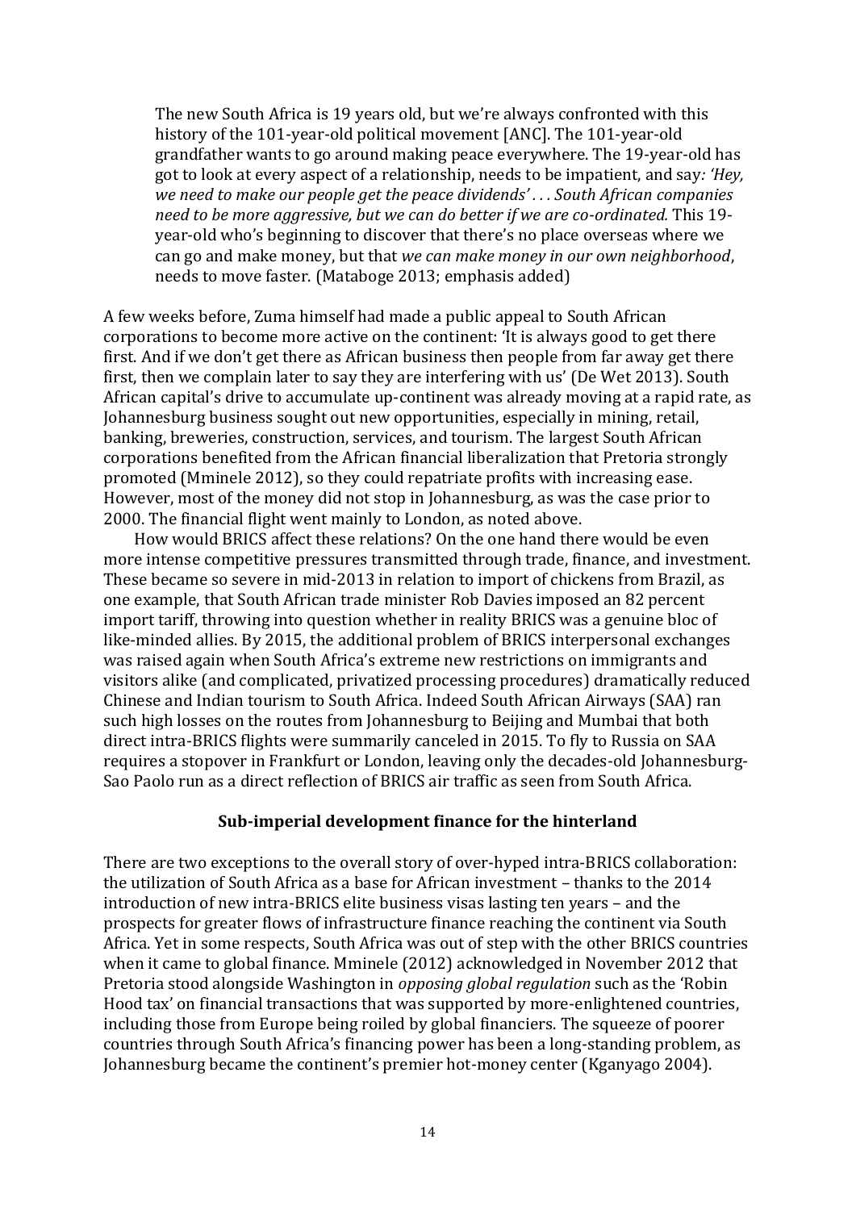> The new South Africa is 19 years old, but we're always confronted with this history of the 101-year-old political movement [ANC]. The 101-year-old grandfather wants to go around making peace everywhere. The 19-year-old has got to look at every aspect of a relationship, needs to be impatient, and say*: 'Hey, we need to make our people get the peace dividends' . . . South African companies need to be more aggressive, but we can do better if we are co-ordinated.* This 19-year-old who's beginning to discover that there's no place overseas where we can go and make money, but that *we can make money in our own neighborhood*, needs to move faster. (Mataboge 2013; emphasis added)

A few weeks before, Zuma himself had made a public appeal to South African corporations to become more active on the continent: 'It is always good to get there first. And if we don't get there as African business then people from far away get there first, then we complain later to say they are interfering with us' (De Wet 2013). South African capital's drive to accumulate up-continent was already moving at a rapid rate, as Johannesburg business sought out new opportunities, especially in mining, retail, banking, breweries, construction, services, and tourism. The largest South African corporations benefited from the African financial liberalization that Pretoria strongly promoted (Mminele 2012), so they could repatriate profits with increasing ease. However, most of the money did not stop in Johannesburg, as was the case prior to 2000. The financial flight went mainly to London, as noted above.

How would BRICS affect these relations? On the one hand there would be even more intense competitive pressures transmitted through trade, finance, and investment. These became so severe in mid-2013 in relation to import of chickens from Brazil, as one example, that South African trade minister Rob Davies imposed an 82 percent import tariff, throwing into question whether in reality BRICS was a genuine bloc of like-minded allies. By 2015, the additional problem of BRICS interpersonal exchanges was raised again when South Africa's extreme new restrictions on immigrants and visitors alike (and complicated, privatized processing procedures) dramatically reduced Chinese and Indian tourism to South Africa. Indeed South African Airways (SAA) ran such high losses on the routes from Johannesburg to Beijing and Mumbai that both direct intra-BRICS flights were summarily canceled in 2015. To fly to Russia on SAA requires a stopover in Frankfurt or London, leaving only the decades-old Johannesburg-Sao Paolo run as a direct reflection of BRICS air traffic as seen from South Africa.

## Sub-imperial development finance for the hinterland

There are two exceptions to the overall story of over-hyped intra-BRICS collaboration: the utilization of South Africa as a base for African investment – thanks to the 2014 introduction of new intra-BRICS elite business visas lasting ten years – and the prospects for greater flows of infrastructure finance reaching the continent via South Africa. Yet in some respects, South Africa was out of step with the other BRICS countries when it came to global finance. Mminele (2012) acknowledged in November 2012 that Pretoria stood alongside Washington in *opposing global regulation* such as the 'Robin Hood tax' on financial transactions that was supported by more-enlightened countries, including those from Europe being roiled by global financiers. The squeeze of poorer countries through South Africa's financing power has been a long-standing problem, as Johannesburg became the continent's premier hot-money center (Kganyago 2004).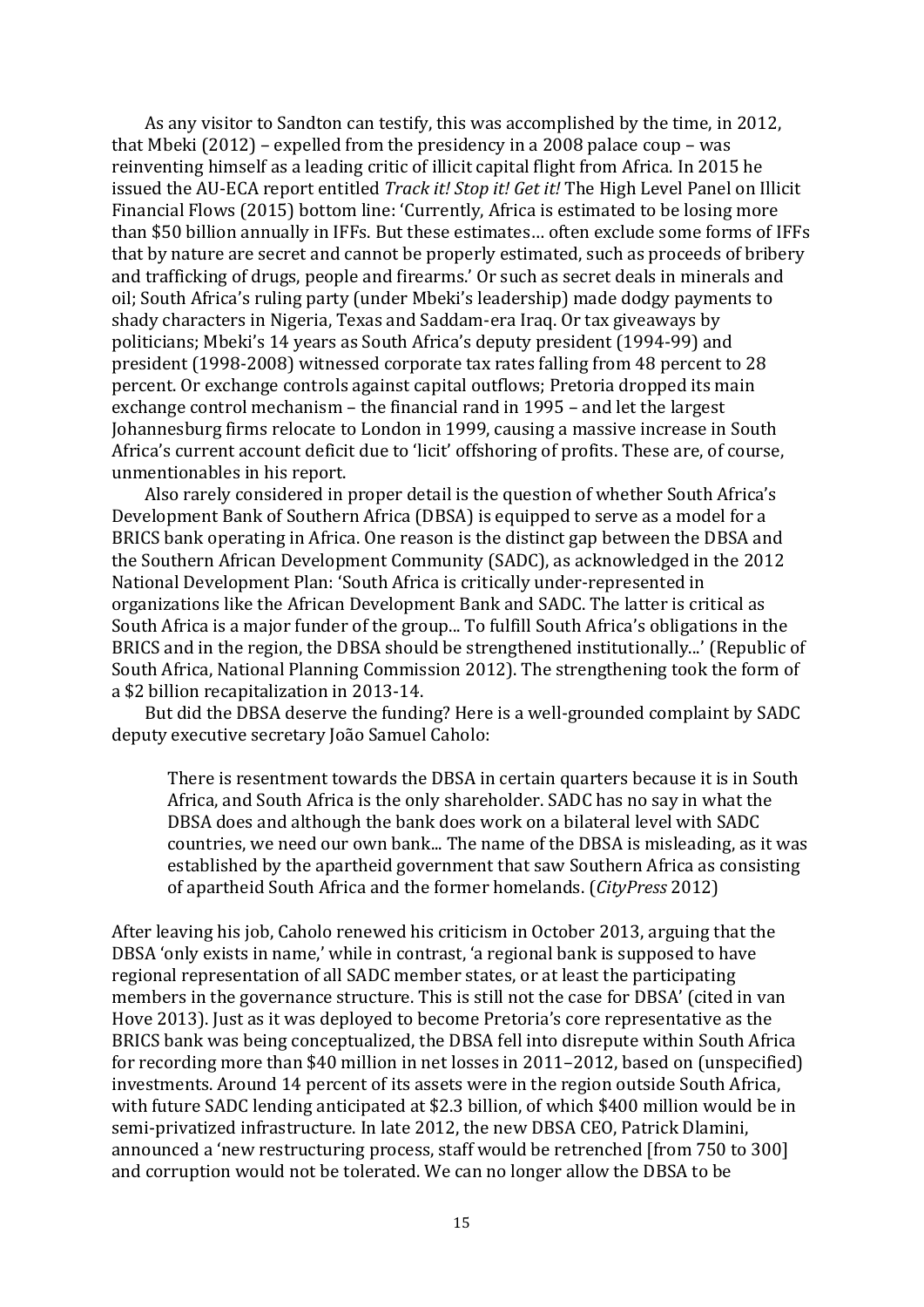As any visitor to Sandton can testify, this was accomplished by the time, in 2012, that Mbeki (2012) – expelled from the presidency in a 2008 palace coup – was reinventing himself as a leading critic of illicit capital flight from Africa. In 2015 he issued the AU-ECA report entitled *Track it! Stop it! Get it!* The High Level Panel on Illicit Financial Flows (2015) bottom line: 'Currently, Africa is estimated to be losing more than $50 billion annually in IFFs. But these estimates… often exclude some forms of IFFs that by nature are secret and cannot be properly estimated, such as proceeds of bribery and trafficking of drugs, people and firearms.' Or such as secret deals in minerals and oil; South Africa's ruling party (under Mbeki's leadership) made dodgy payments to shady characters in Nigeria, Texas and Saddam-era Iraq. Or tax giveaways by politicians; Mbeki's 14 years as South Africa's deputy president (1994-99) and president (1998-2008) witnessed corporate tax rates falling from 48 percent to 28 percent. Or exchange controls against capital outflows; Pretoria dropped its main exchange control mechanism – the financial rand in 1995 – and let the largest Johannesburg firms relocate to London in 1999, causing a massive increase in South Africa's current account deficit due to 'licit' offshoring of profits. These are, of course, unmentionables in his report.

Also rarely considered in proper detail is the question of whether South Africa's Development Bank of Southern Africa (DBSA) is equipped to serve as a model for a BRICS bank operating in Africa. One reason is the distinct gap between the DBSA and the Southern African Development Community (SADC), as acknowledged in the 2012 National Development Plan: 'South Africa is critically under-represented in organizations like the African Development Bank and SADC. The latter is critical as South Africa is a major funder of the group... To fulfill South Africa's obligations in the BRICS and in the region, the DBSA should be strengthened institutionally...' (Republic of South Africa, National Planning Commission 2012). The strengthening took the form of a $2 billion recapitalization in 2013-14.

But did the DBSA deserve the funding? Here is a well-grounded complaint by SADC deputy executive secretary João Samuel Caholo:

> There is resentment towards the DBSA in certain quarters because it is in South Africa, and South Africa is the only shareholder. SADC has no say in what the DBSA does and although the bank does work on a bilateral level with SADC countries, we need our own bank... The name of the DBSA is misleading, as it was established by the apartheid government that saw Southern Africa as consisting of apartheid South Africa and the former homelands. (*CityPress* 2012)

After leaving his job, Caholo renewed his criticism in October 2013, arguing that the DBSA 'only exists in name,' while in contrast, 'a regional bank is supposed to have regional representation of all SADC member states, or at least the participating members in the governance structure. This is still not the case for DBSA' (cited in van Hove 2013). Just as it was deployed to become Pretoria's core representative as the BRICS bank was being conceptualized, the DBSA fell into disrepute within South Africa for recording more than $40 million in net losses in 2011–2012, based on (unspecified) investments. Around 14 percent of its assets were in the region outside South Africa, with future SADC lending anticipated at $2.3 billion, of which $400 million would be in semi-privatized infrastructure. In late 2012, the new DBSA CEO, Patrick Dlamini, announced a 'new restructuring process, staff would be retrenched [from 750 to 300] and corruption would not be tolerated. We can no longer allow the DBSA to be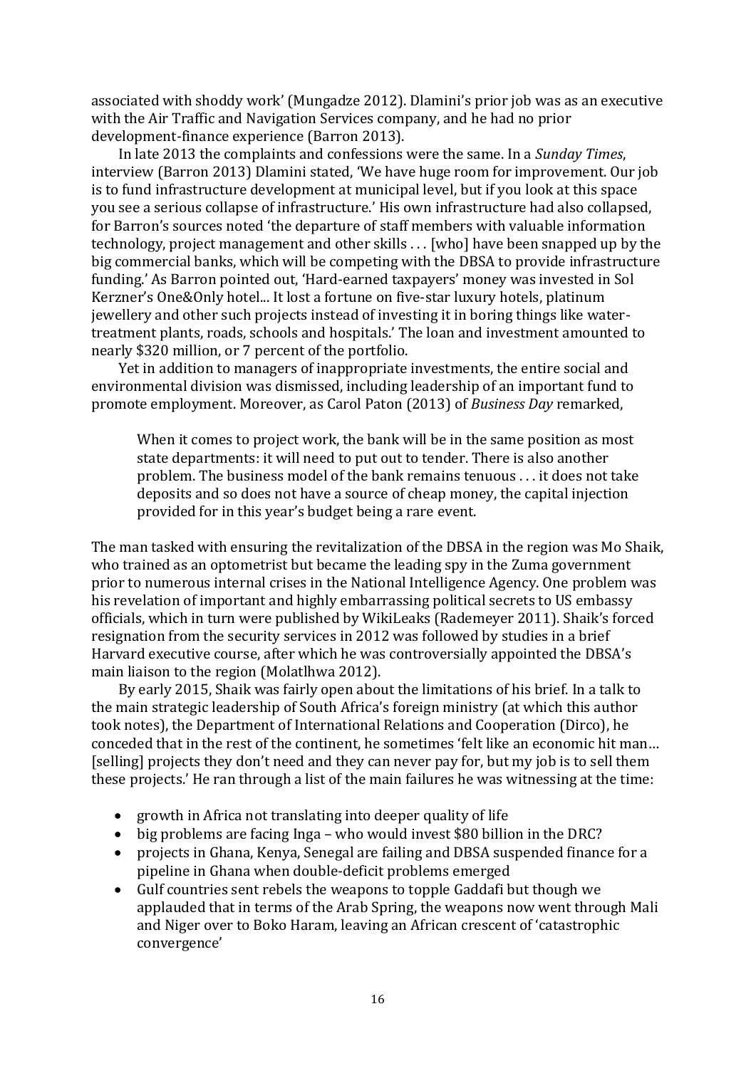associated with shoddy work' (Mungadze 2012). Dlamini's prior job was as an executive with the Air Traffic and Navigation Services company, and he had no prior development-finance experience (Barron 2013).

In late 2013 the complaints and confessions were the same. In a *Sunday Times*, interview (Barron 2013) Dlamini stated, 'We have huge room for improvement. Our job is to fund infrastructure development at municipal level, but if you look at this space you see a serious collapse of infrastructure.' His own infrastructure had also collapsed, for Barron's sources noted 'the departure of staff members with valuable information technology, project management and other skills . . . [who] have been snapped up by the big commercial banks, which will be competing with the DBSA to provide infrastructure funding.' As Barron pointed out, 'Hard-earned taxpayers' money was invested in Sol Kerzner's One&Only hotel... It lost a fortune on five-star luxury hotels, platinum jewellery and other such projects instead of investing it in boring things like water-treatment plants, roads, schools and hospitals.' The loan and investment amounted to nearly $320 million, or 7 percent of the portfolio.

Yet in addition to managers of inappropriate investments, the entire social and environmental division was dismissed, including leadership of an important fund to promote employment. Moreover, as Carol Paton (2013) of *Business Day* remarked,

> When it comes to project work, the bank will be in the same position as most state departments: it will need to put out to tender. There is also another problem. The business model of the bank remains tenuous . . . it does not take deposits and so does not have a source of cheap money, the capital injection provided for in this year's budget being a rare event.

The man tasked with ensuring the revitalization of the DBSA in the region was Mo Shaik, who trained as an optometrist but became the leading spy in the Zuma government prior to numerous internal crises in the National Intelligence Agency. One problem was his revelation of important and highly embarrassing political secrets to US embassy officials, which in turn were published by WikiLeaks (Rademeyer 2011). Shaik's forced resignation from the security services in 2012 was followed by studies in a brief Harvard executive course, after which he was controversially appointed the DBSA's main liaison to the region (Molatlhwa 2012).

By early 2015, Shaik was fairly open about the limitations of his brief. In a talk to the main strategic leadership of South Africa's foreign ministry (at which this author took notes), the Department of International Relations and Cooperation (Dirco), he conceded that in the rest of the continent, he sometimes 'felt like an economic hit man… [selling] projects they don't need and they can never pay for, but my job is to sell them these projects.' He ran through a list of the main failures he was witnessing at the time:

- growth in Africa not translating into deeper quality of life
- big problems are facing Inga – who would invest $80 billion in the DRC?
- projects in Ghana, Kenya, Senegal are failing and DBSA suspended finance for a pipeline in Ghana when double-deficit problems emerged
- Gulf countries sent rebels the weapons to topple Gaddafi but though we applauded that in terms of the Arab Spring, the weapons now went through Mali and Niger over to Boko Haram, leaving an African crescent of 'catastrophic convergence'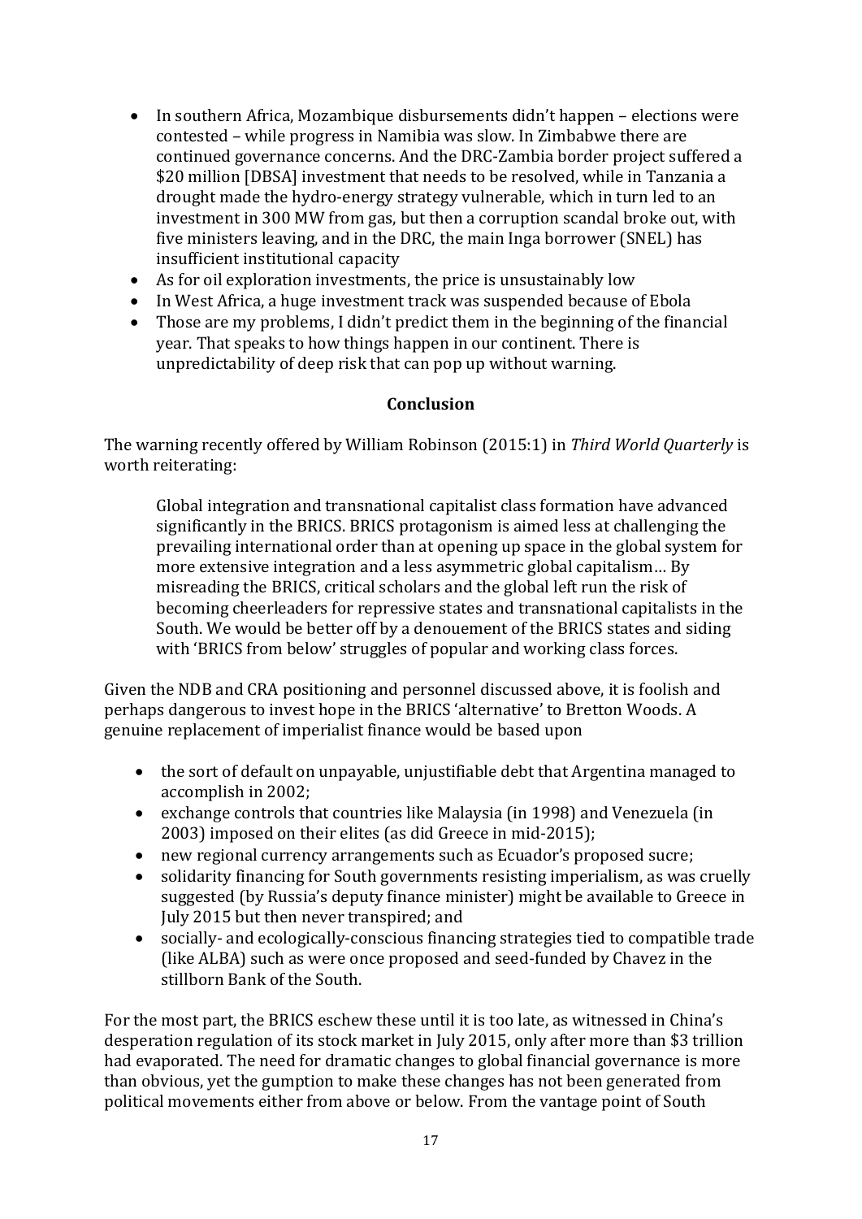- In southern Africa, Mozambique disbursements didn't happen – elections were contested – while progress in Namibia was slow. In Zimbabwe there are continued governance concerns. And the DRC-Zambia border project suffered a $20 million [DBSA] investment that needs to be resolved, while in Tanzania a drought made the hydro-energy strategy vulnerable, which in turn led to an investment in 300 MW from gas, but then a corruption scandal broke out, with five ministers leaving, and in the DRC, the main Inga borrower (SNEL) has insufficient institutional capacity
- As for oil exploration investments, the price is unsustainably low
- In West Africa, a huge investment track was suspended because of Ebola
- Those are my problems, I didn't predict them in the beginning of the financial year. That speaks to how things happen in our continent. There is unpredictability of deep risk that can pop up without warning.

## Conclusion

The warning recently offered by William Robinson (2015:1) in *Third World Quarterly* is worth reiterating:

> Global integration and transnational capitalist class formation have advanced significantly in the BRICS. BRICS protagonism is aimed less at challenging the prevailing international order than at opening up space in the global system for more extensive integration and a less asymmetric global capitalism… By misreading the BRICS, critical scholars and the global left run the risk of becoming cheerleaders for repressive states and transnational capitalists in the South. We would be better off by a denouement of the BRICS states and siding with 'BRICS from below' struggles of popular and working class forces.

Given the NDB and CRA positioning and personnel discussed above, it is foolish and perhaps dangerous to invest hope in the BRICS 'alternative' to Bretton Woods. A genuine replacement of imperialist finance would be based upon

- the sort of default on unpayable, unjustifiable debt that Argentina managed to accomplish in 2002;
- exchange controls that countries like Malaysia (in 1998) and Venezuela (in 2003) imposed on their elites (as did Greece in mid-2015);
- new regional currency arrangements such as Ecuador's proposed sucre;
- solidarity financing for South governments resisting imperialism, as was cruelly suggested (by Russia's deputy finance minister) might be available to Greece in July 2015 but then never transpired; and
- socially- and ecologically-conscious financing strategies tied to compatible trade (like ALBA) such as were once proposed and seed-funded by Chavez in the stillborn Bank of the South.

For the most part, the BRICS eschew these until it is too late, as witnessed in China's desperation regulation of its stock market in July 2015, only after more than $3 trillion had evaporated. The need for dramatic changes to global financial governance is more than obvious, yet the gumption to make these changes has not been generated from political movements either from above or below. From the vantage point of South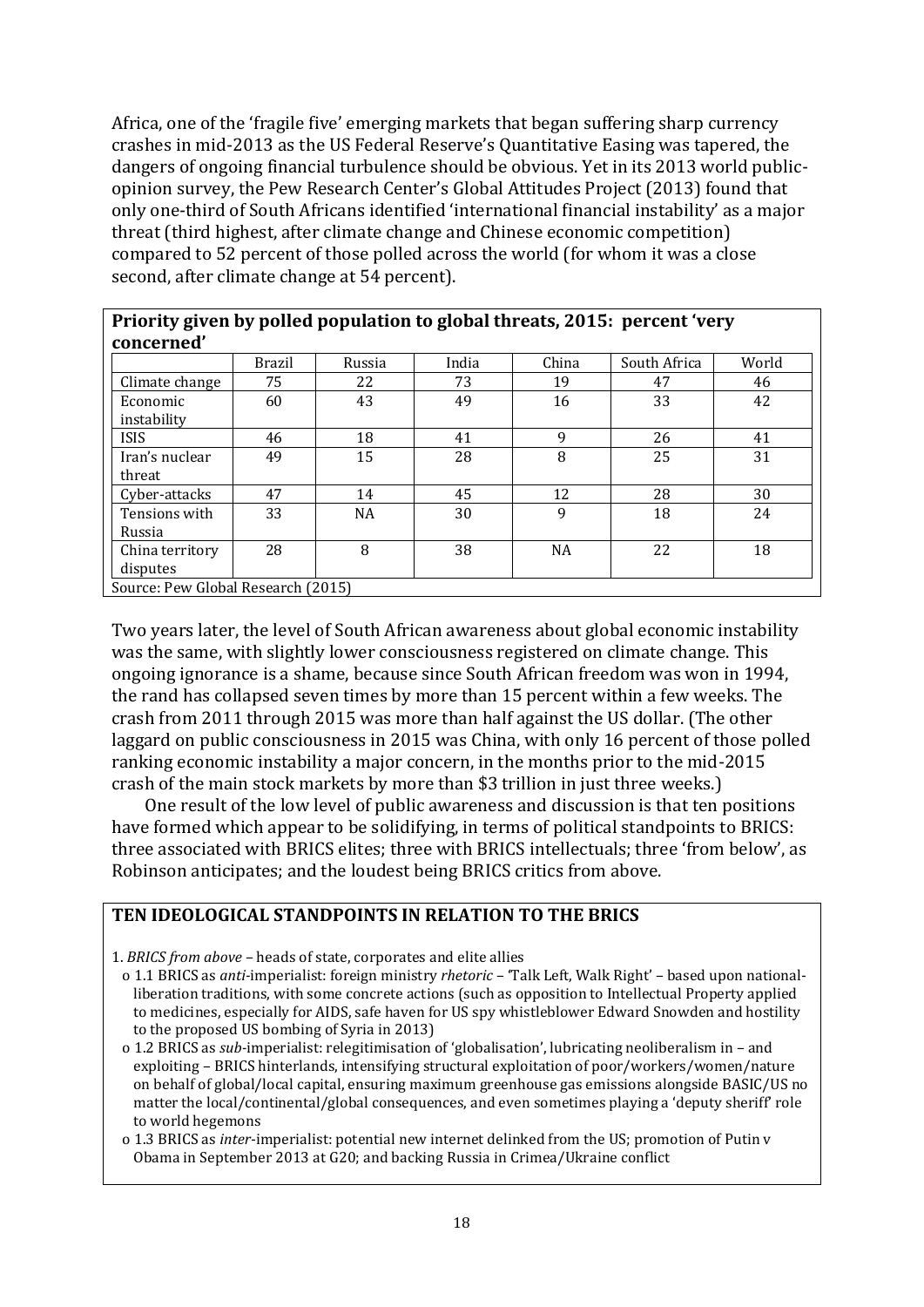Africa, one of the 'fragile five' emerging markets that began suffering sharp currency crashes in mid-2013 as the US Federal Reserve's Quantitative Easing was tapered, the dangers of ongoing financial turbulence should be obvious. Yet in its 2013 world public-opinion survey, the Pew Research Center's Global Attitudes Project (2013) found that only one-third of South Africans identified 'international financial instability' as a major threat (third highest, after climate change and Chinese economic competition) compared to 52 percent of those polled across the world (for whom it was a close second, after climate change at 54 percent).

**Priority given by polled population to global threats, 2015: percent 'very concerned'**

| | Brazil | Russia | India | China | South Africa | World |
|---|---|---|---|---|---|---|
| Climate change | 75 | 22 | 73 | 19 | 47 | 46 |
| Economic instability | 60 | 43 | 49 | 16 | 33 | 42 |
| ISIS | 46 | 18 | 41 | 9 | 26 | 41 |
| Iran's nuclear threat | 49 | 15 | 28 | 8 | 25 | 31 |
| Cyber-attacks | 47 | 14 | 45 | 12 | 28 | 30 |
| Tensions with Russia | 33 | NA | 30 | 9 | 18 | 24 |
| China territory disputes | 28 | 8 | 38 | NA | 22 | 18 |

Source: Pew Global Research (2015)

Two years later, the level of South African awareness about global economic instability was the same, with slightly lower consciousness registered on climate change. This ongoing ignorance is a shame, because since South African freedom was won in 1994, the rand has collapsed seven times by more than 15 percent within a few weeks. The crash from 2011 through 2015 was more than half against the US dollar. (The other laggard on public consciousness in 2015 was China, with only 16 percent of those polled ranking economic instability a major concern, in the months prior to the mid-2015 crash of the main stock markets by more than $3 trillion in just three weeks.)

One result of the low level of public awareness and discussion is that ten positions have formed which appear to be solidifying, in terms of political standpoints to BRICS: three associated with BRICS elites; three with BRICS intellectuals; three 'from below', as Robinson anticipates; and the loudest being BRICS critics from above.

**TEN IDEOLOGICAL STANDPOINTS IN RELATION TO THE BRICS**

1. *BRICS from above* – heads of state, corporates and elite allies
   - 1.1 BRICS as *anti*-imperialist: foreign ministry *rhetoric* – 'Talk Left, Walk Right' – based upon national-liberation traditions, with some concrete actions (such as opposition to Intellectual Property applied to medicines, especially for AIDS, safe haven for US spy whistleblower Edward Snowden and hostility to the proposed US bombing of Syria in 2013)
   - 1.2 BRICS as *sub*-imperialist: relegitimisation of 'globalisation', lubricating neoliberalism in – and exploiting – BRICS hinterlands, intensifying structural exploitation of poor/workers/women/nature on behalf of global/local capital, ensuring maximum greenhouse gas emissions alongside BASIC/US no matter the local/continental/global consequences, and even sometimes playing a 'deputy sheriff' role to world hegemons
   - 1.3 BRICS as *inter*-imperialist: potential new internet delinked from the US; promotion of Putin v Obama in September 2013 at G20; and backing Russia in Crimea/Ukraine conflict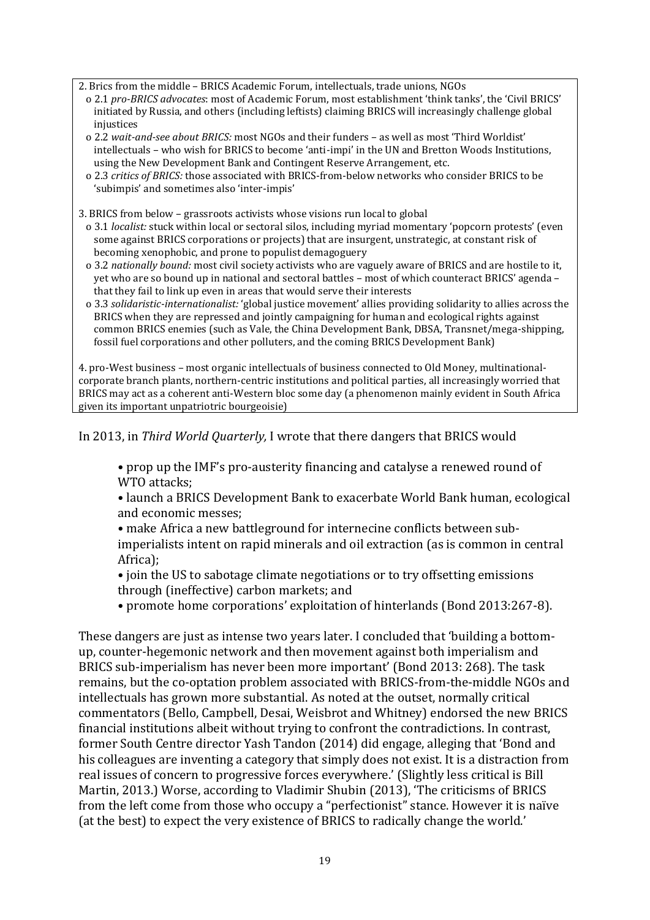2. Brics from the middle – BRICS Academic Forum, intellectuals, trade unions, NGOs
   - o 2.1 *pro-BRICS advocates*: most of Academic Forum, most establishment 'think tanks', the 'Civil BRICS' initiated by Russia, and others (including leftists) claiming BRICS will increasingly challenge global injustices
   - o 2.2 *wait-and-see about BRICS:* most NGOs and their funders – as well as most 'Third Worldist' intellectuals – who wish for BRICS to become 'anti-impi' in the UN and Bretton Woods Institutions, using the New Development Bank and Contingent Reserve Arrangement, etc.
   - o 2.3 *critics of BRICS:* those associated with BRICS-from-below networks who consider BRICS to be 'subimpis' and sometimes also 'inter-impis'

3. BRICS from below – grassroots activists whose visions run local to global
   - o 3.1 *localist:* stuck within local or sectoral silos, including myriad momentary 'popcorn protests' (even some against BRICS corporations or projects) that are insurgent, unstrategic, at constant risk of becoming xenophobic, and prone to populist demagoguery
   - o 3.2 *nationally bound:* most civil society activists who are vaguely aware of BRICS and are hostile to it, yet who are so bound up in national and sectoral battles – most of which counteract BRICS' agenda – that they fail to link up even in areas that would serve their interests
   - o 3.3 *solidaristic-internationalist:* 'global justice movement' allies providing solidarity to allies across the BRICS when they are repressed and jointly campaigning for human and ecological rights against common BRICS enemies (such as Vale, the China Development Bank, DBSA, Transnet/mega-shipping, fossil fuel corporations and other polluters, and the coming BRICS Development Bank)

4. pro-West business – most organic intellectuals of business connected to Old Money, multinational-corporate branch plants, northern-centric institutions and political parties, all increasingly worried that BRICS may act as a coherent anti-Western bloc some day (a phenomenon mainly evident in South Africa given its important unpatriotic bourgeoisie)

In 2013, in *Third World Quarterly,* I wrote that there dangers that BRICS would

- • prop up the IMF's pro-austerity financing and catalyse a renewed round of WTO attacks;
- • launch a BRICS Development Bank to exacerbate World Bank human, ecological and economic messes;
- • make Africa a new battleground for internecine conflicts between sub-imperialists intent on rapid minerals and oil extraction (as is common in central Africa);
- • join the US to sabotage climate negotiations or to try offsetting emissions through (ineffective) carbon markets; and
- • promote home corporations' exploitation of hinterlands (Bond 2013:267-8).

These dangers are just as intense two years later. I concluded that 'building a bottom-up, counter-hegemonic network and then movement against both imperialism and BRICS sub-imperialism has never been more important' (Bond 2013: 268). The task remains, but the co-optation problem associated with BRICS-from-the-middle NGOs and intellectuals has grown more substantial. As noted at the outset, normally critical commentators (Bello, Campbell, Desai, Weisbrot and Whitney) endorsed the new BRICS financial institutions albeit without trying to confront the contradictions. In contrast, former South Centre director Yash Tandon (2014) did engage, alleging that 'Bond and his colleagues are inventing a category that simply does not exist. It is a distraction from real issues of concern to progressive forces everywhere.' (Slightly less critical is Bill Martin, 2013.) Worse, according to Vladimir Shubin (2013), 'The criticisms of BRICS from the left come from those who occupy a "perfectionist" stance. However it is naïve (at the best) to expect the very existence of BRICS to radically change the world.'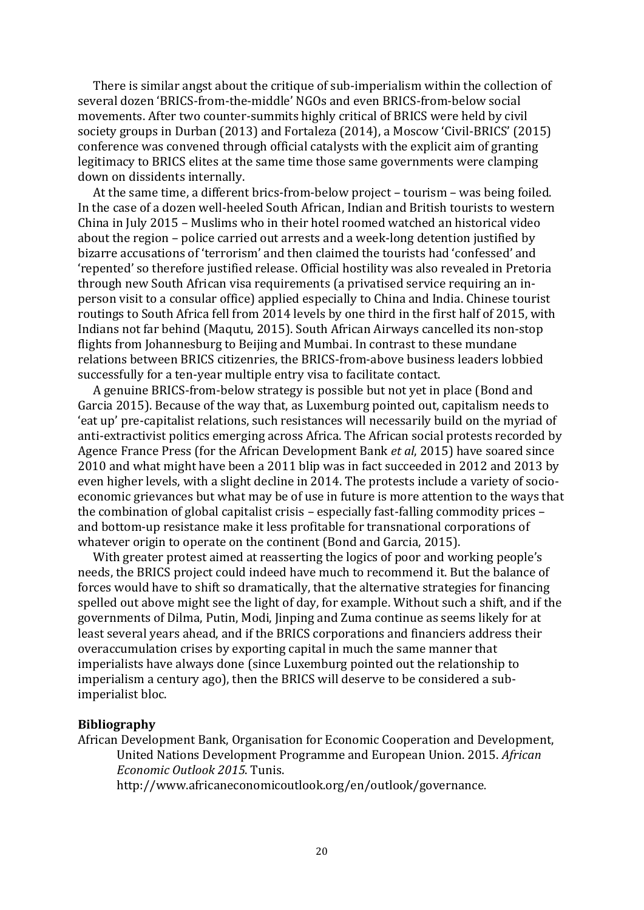There is similar angst about the critique of sub-imperialism within the collection of several dozen 'BRICS-from-the-middle' NGOs and even BRICS-from-below social movements. After two counter-summits highly critical of BRICS were held by civil society groups in Durban (2013) and Fortaleza (2014), a Moscow 'Civil-BRICS' (2015) conference was convened through official catalysts with the explicit aim of granting legitimacy to BRICS elites at the same time those same governments were clamping down on dissidents internally.

At the same time, a different brics-from-below project – tourism – was being foiled. In the case of a dozen well-heeled South African, Indian and British tourists to western China in July 2015 – Muslims who in their hotel roomed watched an historical video about the region – police carried out arrests and a week-long detention justified by bizarre accusations of 'terrorism' and then claimed the tourists had 'confessed' and 'repented' so therefore justified release. Official hostility was also revealed in Pretoria through new South African visa requirements (a privatised service requiring an in-person visit to a consular office) applied especially to China and India. Chinese tourist routings to South Africa fell from 2014 levels by one third in the first half of 2015, with Indians not far behind (Maqutu, 2015). South African Airways cancelled its non-stop flights from Johannesburg to Beijing and Mumbai. In contrast to these mundane relations between BRICS citizenries, the BRICS-from-above business leaders lobbied successfully for a ten-year multiple entry visa to facilitate contact.

A genuine BRICS-from-below strategy is possible but not yet in place (Bond and Garcia 2015). Because of the way that, as Luxemburg pointed out, capitalism needs to 'eat up' pre-capitalist relations, such resistances will necessarily build on the myriad of anti-extractivist politics emerging across Africa. The African social protests recorded by Agence France Press (for the African Development Bank *et al*, 2015) have soared since 2010 and what might have been a 2011 blip was in fact succeeded in 2012 and 2013 by even higher levels, with a slight decline in 2014. The protests include a variety of socio-economic grievances but what may be of use in future is more attention to the ways that the combination of global capitalist crisis – especially fast-falling commodity prices – and bottom-up resistance make it less profitable for transnational corporations of whatever origin to operate on the continent (Bond and Garcia, 2015).

With greater protest aimed at reasserting the logics of poor and working people's needs, the BRICS project could indeed have much to recommend it. But the balance of forces would have to shift so dramatically, that the alternative strategies for financing spelled out above might see the light of day, for example. Without such a shift, and if the governments of Dilma, Putin, Modi, Jinping and Zuma continue as seems likely for at least several years ahead, and if the BRICS corporations and financiers address their overaccumulation crises by exporting capital in much the same manner that imperialists have always done (since Luxemburg pointed out the relationship to imperialism a century ago), then the BRICS will deserve to be considered a sub-imperialist bloc.

**Bibliography**

African Development Bank, Organisation for Economic Cooperation and Development, United Nations Development Programme and European Union. 2015. *African Economic Outlook 2015*. Tunis. http://www.africaneconomicoutlook.org/en/outlook/governance.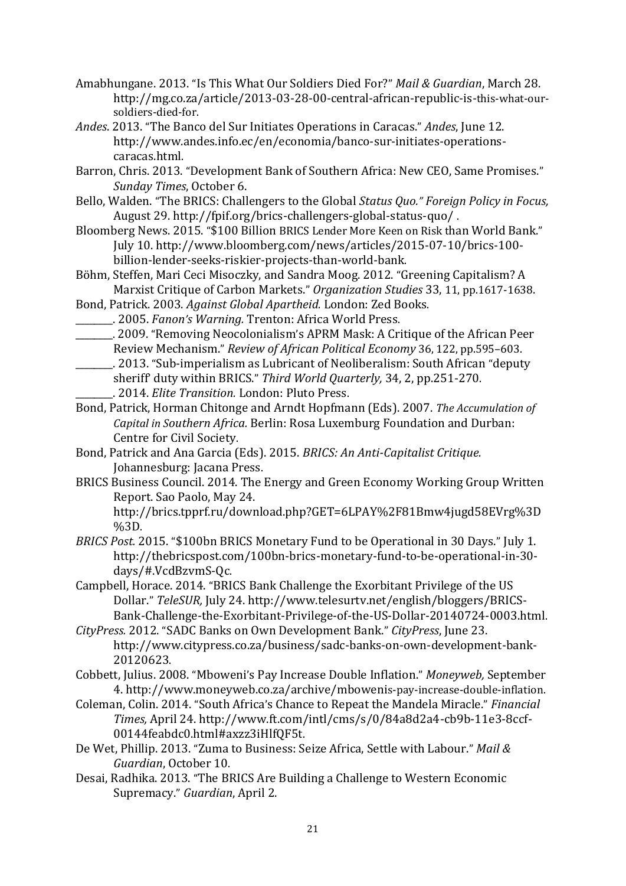Amabhungane. 2013. "Is This What Our Soldiers Died For?" *Mail & Guardian*, March 28. http://mg.co.za/article/2013-03-28-00-central-african-republic-is-this-what-our-soldiers-died-for.

*Andes*. 2013. "The Banco del Sur Initiates Operations in Caracas." *Andes*, June 12. http://www.andes.info.ec/en/economia/banco-sur-initiates-operations-caracas.html.

Barron, Chris. 2013. "Development Bank of Southern Africa: New CEO, Same Promises." *Sunday Times*, October 6.

Bello, Walden. "The BRICS: Challengers to the Global *Status Quo." Foreign Policy in Focus,* August 29. http://fpif.org/brics-challengers-global-status-quo/ .

Bloomberg News. 2015. "$100 Billion BRICS Lender More Keen on Risk than World Bank." July 10. http://www.bloomberg.com/news/articles/2015-07-10/brics-100-billion-lender-seeks-riskier-projects-than-world-bank.

Böhm, Steffen, Mari Ceci Misoczky, and Sandra Moog. 2012. "Greening Capitalism? A Marxist Critique of Carbon Markets." *Organization Studies* 33, 11, pp.1617-1638.

Bond, Patrick. 2003. *Against Global Apartheid.* London: Zed Books.

\_\_\_\_\_\_\_\_. 2005. *Fanon's Warning.* Trenton: Africa World Press.

\_\_\_\_\_\_\_\_. 2009. "Removing Neocolonialism's APRM Mask: A Critique of the African Peer Review Mechanism." *Review of African Political Economy* 36, 122, pp.595–603.

\_\_\_\_\_\_\_\_. 2013. "Sub-imperialism as Lubricant of Neoliberalism: South African "deputy sheriff' duty within BRICS." *Third World Quarterly,* 34, 2, pp.251-270.

\_\_\_\_\_\_\_\_. 2014. *Elite Transition.* London: Pluto Press.

Bond, Patrick, Horman Chitonge and Arndt Hopfmann (Eds). 2007. *The Accumulation of Capital in Southern Africa.* Berlin: Rosa Luxemburg Foundation and Durban: Centre for Civil Society.

Bond, Patrick and Ana Garcia (Eds). 2015. *BRICS: An Anti-Capitalist Critique.* Johannesburg: Jacana Press.

BRICS Business Council. 2014. The Energy and Green Economy Working Group Written Report. Sao Paolo, May 24. http://brics.tpprf.ru/download.php?GET=6LPAY%2F81Bmw4jugd58EVrg%3D%3D.

*BRICS Post.* 2015. "$100bn BRICS Monetary Fund to be Operational in 30 Days." July 1. http://thebricspost.com/100bn-brics-monetary-fund-to-be-operational-in-30-days/#.VcdBzvmS-Qc.

Campbell, Horace. 2014. "BRICS Bank Challenge the Exorbitant Privilege of the US Dollar." *TeleSUR,* July 24. http://www.telesurtv.net/english/bloggers/BRICS-Bank-Challenge-the-Exorbitant-Privilege-of-the-US-Dollar-20140724-0003.html.

*CityPress.* 2012. "SADC Banks on Own Development Bank." *CityPress*, June 23. http://www.citypress.co.za/business/sadc-banks-on-own-development-bank-20120623.

Cobbett, Julius. 2008. "Mboweni's Pay Increase Double Inflation." *Moneyweb,* September 4. http://www.moneyweb.co.za/archive/mbowenis-pay-increase-double-inflation.

Coleman, Colin. 2014. "South Africa's Chance to Repeat the Mandela Miracle." *Financial Times,* April 24. http://www.ft.com/intl/cms/s/0/84a8d2a4-cb9b-11e3-8ccf-00144feabdc0.html#axzz3iHlfQF5t.

De Wet, Phillip. 2013. "Zuma to Business: Seize Africa, Settle with Labour." *Mail & Guardian*, October 10.

Desai, Radhika. 2013. "The BRICS Are Building a Challenge to Western Economic Supremacy." *Guardian*, April 2.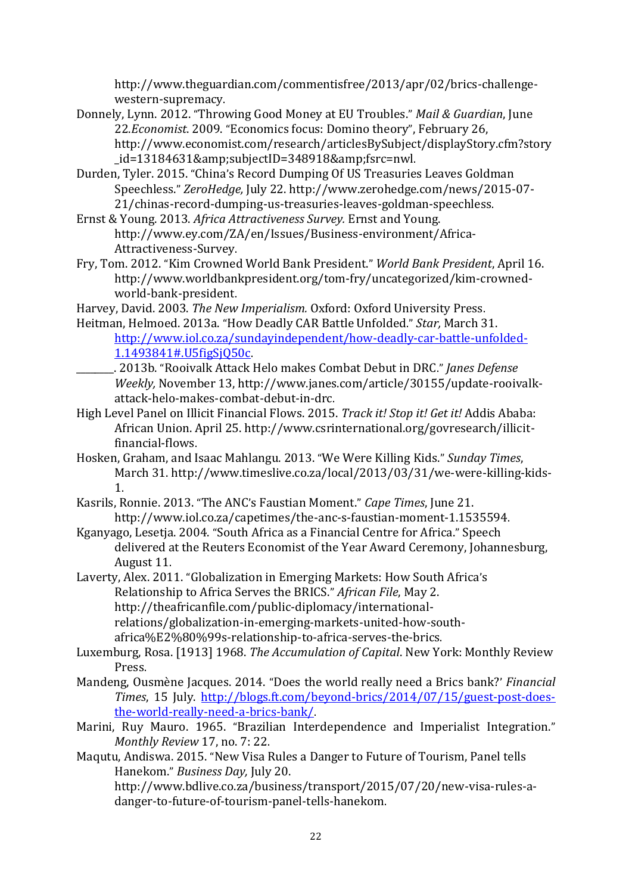http://www.theguardian.com/commentisfree/2013/apr/02/brics-challenge-western-supremacy.

Donnely, Lynn. 2012. "Throwing Good Money at EU Troubles." *Mail & Guardian*, June 22.*Economist*. 2009. "Economics focus: Domino theory", February 26, http://www.economist.com/research/articlesBySubject/displayStory.cfm?story_id=13184631&amp;subjectID=348918&amp;fsrc=nwl.

Durden, Tyler. 2015. "China's Record Dumping Of US Treasuries Leaves Goldman Speechless." *ZeroHedge,* July 22. http://www.zerohedge.com/news/2015-07-21/chinas-record-dumping-us-treasuries-leaves-goldman-speechless.

Ernst & Young. 2013. *Africa Attractiveness Survey.* Ernst and Young. http://www.ey.com/ZA/en/Issues/Business-environment/Africa-Attractiveness-Survey.

Fry, Tom. 2012. "Kim Crowned World Bank President." *World Bank President*, April 16. http://www.worldbankpresident.org/tom-fry/uncategorized/kim-crowned-world-bank-president.

Harvey, David. 2003. *The New Imperialism.* Oxford: Oxford University Press.

Heitman, Helmoed. 2013a. "How Deadly CAR Battle Unfolded." *Star,* March 31. http://www.iol.co.za/sundayindependent/how-deadly-car-battle-unfolded-1.1493841#.U5figSjQ50c.

________. 2013b. "Rooivalk Attack Helo makes Combat Debut in DRC." *Janes Defense Weekly,* November 13, http://www.janes.com/article/30155/update-rooivalk-attack-helo-makes-combat-debut-in-drc.

High Level Panel on Illicit Financial Flows. 2015. *Track it! Stop it! Get it!* Addis Ababa: African Union. April 25. http://www.csrinternational.org/govresearch/illicit-financial-flows.

Hosken, Graham, and Isaac Mahlangu. 2013. "We Were Killing Kids." *Sunday Times*, March 31. http://www.timeslive.co.za/local/2013/03/31/we-were-killing-kids-1.

Kasrils, Ronnie. 2013. "The ANC's Faustian Moment." *Cape Times*, June 21. http://www.iol.co.za/capetimes/the-anc-s-faustian-moment-1.1535594.

Kganyago, Lesetja. 2004. "South Africa as a Financial Centre for Africa." Speech delivered at the Reuters Economist of the Year Award Ceremony, Johannesburg, August 11.

Laverty, Alex. 2011. "Globalization in Emerging Markets: How South Africa's Relationship to Africa Serves the BRICS." *African File*, May 2. http://theafricanfile.com/public-diplomacy/international-relations/globalization-in-emerging-markets-united-how-south-africa%E2%80%99s-relationship-to-africa-serves-the-brics.

Luxemburg, Rosa. [1913] 1968. *The Accumulation of Capital*. New York: Monthly Review Press.

Mandeng, Ousmène Jacques. 2014. "Does the world really need a Brics bank?' *Financial Times*, 15 July. http://blogs.ft.com/beyond-brics/2014/07/15/guest-post-does-the-world-really-need-a-brics-bank/.

Marini, Ruy Mauro. 1965. "Brazilian Interdependence and Imperialist Integration." *Monthly Review* 17, no. 7: 22.

Maqutu, Andiswa. 2015. "New Visa Rules a Danger to Future of Tourism, Panel tells Hanekom." *Business Day,* July 20. http://www.bdlive.co.za/business/transport/2015/07/20/new-visa-rules-a-danger-to-future-of-tourism-panel-tells-hanekom.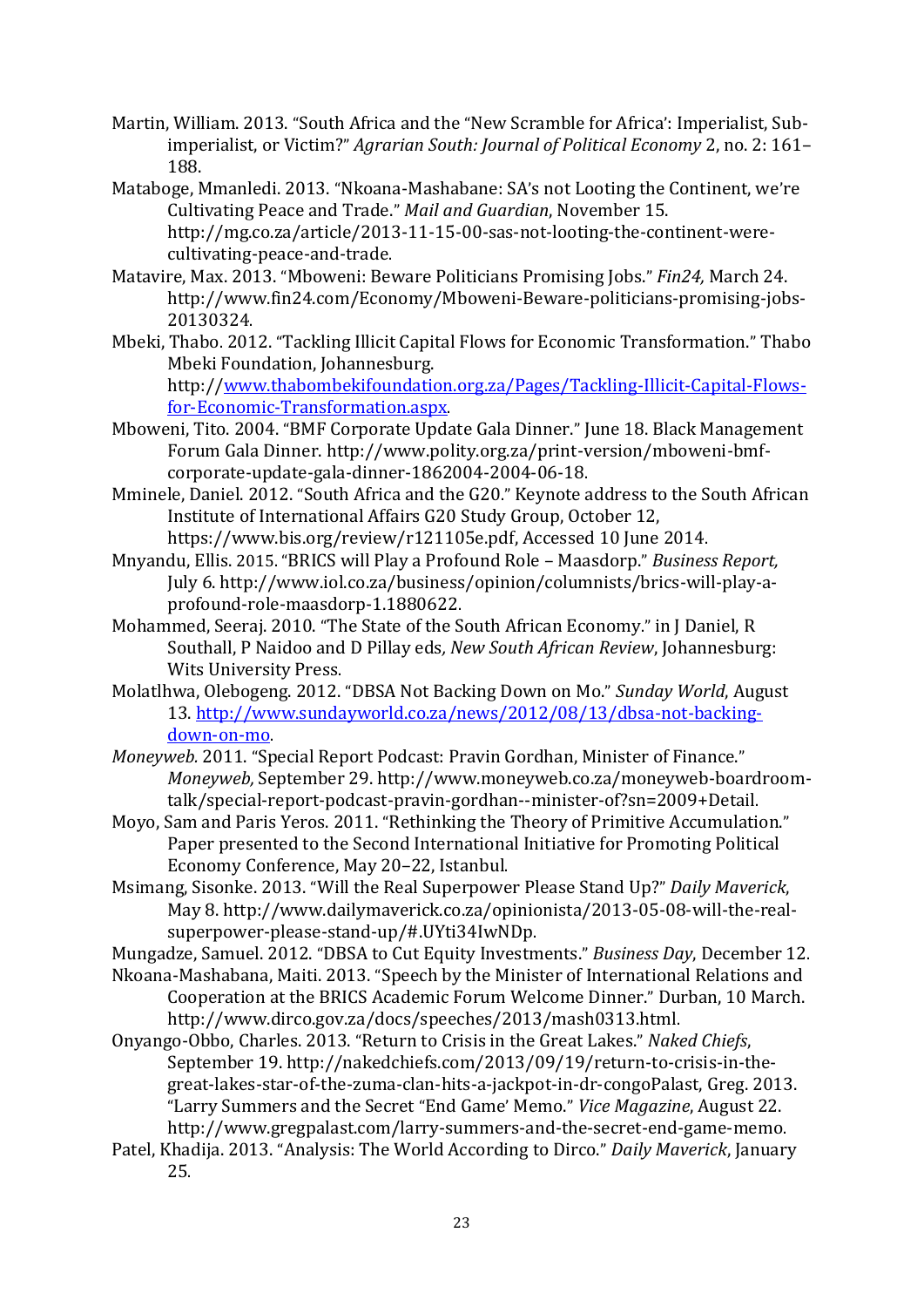Martin, William. 2013. "South Africa and the "New Scramble for Africa': Imperialist, Sub-imperialist, or Victim?" *Agrarian South: Journal of Political Economy* 2, no. 2: 161–188.

Mataboge, Mmanledi. 2013. "Nkoana-Mashabane: SA's not Looting the Continent, we're Cultivating Peace and Trade." *Mail and Guardian*, November 15. http://mg.co.za/article/2013-11-15-00-sas-not-looting-the-continent-were-cultivating-peace-and-trade.

Matavire, Max. 2013. "Mboweni: Beware Politicians Promising Jobs." *Fin24,* March 24. http://www.fin24.com/Economy/Mboweni-Beware-politicians-promising-jobs-20130324.

Mbeki, Thabo. 2012. "Tackling Illicit Capital Flows for Economic Transformation." Thabo Mbeki Foundation, Johannesburg. http://www.thabombekifoundation.org.za/Pages/Tackling-Illicit-Capital-Flows-for-Economic-Transformation.aspx.

Mboweni, Tito. 2004. "BMF Corporate Update Gala Dinner." June 18. Black Management Forum Gala Dinner. http://www.polity.org.za/print-version/mboweni-bmf-corporate-update-gala-dinner-1862004-2004-06-18.

Mminele, Daniel. 2012. "South Africa and the G20." Keynote address to the South African Institute of International Affairs G20 Study Group, October 12, https://www.bis.org/review/r121105e.pdf, Accessed 10 June 2014.

Mnyandu, Ellis. 2015. "BRICS will Play a Profound Role – Maasdorp." *Business Report,* July 6. http://www.iol.co.za/business/opinion/columnists/brics-will-play-a-profound-role-maasdorp-1.1880622.

Mohammed, Seeraj. 2010. "The State of the South African Economy." in J Daniel, R Southall, P Naidoo and D Pillay eds*, New South African Review*, Johannesburg: Wits University Press.

Molatlhwa, Olebogeng. 2012. "DBSA Not Backing Down on Mo." *Sunday World*, August 13. http://www.sundayworld.co.za/news/2012/08/13/dbsa-not-backing-down-on-mo.

*Moneyweb.* 2011. "Special Report Podcast: Pravin Gordhan, Minister of Finance." *Moneyweb,* September 29. http://www.moneyweb.co.za/moneyweb-boardroom-talk/special-report-podcast-pravin-gordhan--minister-of?sn=2009+Detail.

Moyo, Sam and Paris Yeros. 2011. "Rethinking the Theory of Primitive Accumulation." Paper presented to the Second International Initiative for Promoting Political Economy Conference, May 20–22, Istanbul.

Msimang, Sisonke. 2013. "Will the Real Superpower Please Stand Up?" *Daily Maverick*, May 8. http://www.dailymaverick.co.za/opinionista/2013-05-08-will-the-real-superpower-please-stand-up/#.UYti34IwNDp.

Mungadze, Samuel. 2012. "DBSA to Cut Equity Investments." *Business Day*, December 12.

Nkoana-Mashabana, Maiti. 2013. "Speech by the Minister of International Relations and Cooperation at the BRICS Academic Forum Welcome Dinner." Durban, 10 March. http://www.dirco.gov.za/docs/speeches/2013/mash0313.html.

Onyango-Obbo, Charles. 2013. "Return to Crisis in the Great Lakes." *Naked Chiefs*, September 19. http://nakedchiefs.com/2013/09/19/return-to-crisis-in-the-great-lakes-star-of-the-zuma-clan-hits-a-jackpot-in-dr-congoPalast, Greg. 2013. "Larry Summers and the Secret "End Game' Memo." *Vice Magazine*, August 22. http://www.gregpalast.com/larry-summers-and-the-secret-end-game-memo.

Patel, Khadija. 2013. "Analysis: The World According to Dirco." *Daily Maverick*, January 25.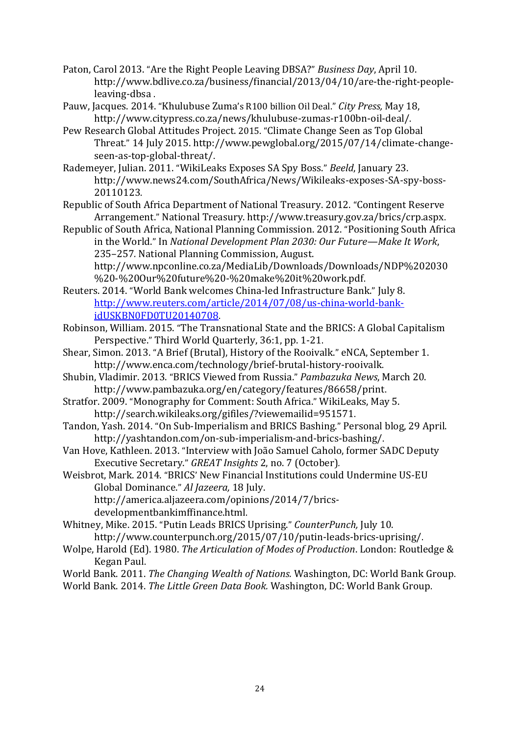Paton, Carol 2013. "Are the Right People Leaving DBSA?" *Business Day*, April 10. http://www.bdlive.co.za/business/financial/2013/04/10/are-the-right-people-leaving-dbsa .

Pauw, Jacques. 2014. "Khulubuse Zuma's R100 billion Oil Deal." *City Press,* May 18, http://www.citypress.co.za/news/khulubuse-zumas-r100bn-oil-deal/.

Pew Research Global Attitudes Project. 2015. "Climate Change Seen as Top Global Threat." 14 July 2015. http://www.pewglobal.org/2015/07/14/climate-change-seen-as-top-global-threat/.

Rademeyer, Julian. 2011. "WikiLeaks Exposes SA Spy Boss." *Beeld*, January 23. http://www.news24.com/SouthAfrica/News/Wikileaks-exposes-SA-spy-boss-20110123.

Republic of South Africa Department of National Treasury. 2012. "Contingent Reserve Arrangement." National Treasury. http://www.treasury.gov.za/brics/crp.aspx.

Republic of South Africa, National Planning Commission. 2012. "Positioning South Africa in the World." In *National Development Plan 2030: Our Future—Make It Work*, 235–257. National Planning Commission, August. http://www.npconline.co.za/MediaLib/Downloads/Downloads/NDP%202030%20-%20Our%20future%20-%20make%20it%20work.pdf.

Reuters. 2014. "World Bank welcomes China-led Infrastructure Bank." July 8. http://www.reuters.com/article/2014/07/08/us-china-world-bank-idUSKBN0FD0TU20140708.

Robinson, William. 2015. "The Transnational State and the BRICS: A Global Capitalism Perspective." Third World Quarterly, 36:1, pp. 1-21.

Shear, Simon. 2013. "A Brief (Brutal), History of the Rooivalk." eNCA, September 1. http://www.enca.com/technology/brief-brutal-history-rooivalk.

Shubin, Vladimir. 2013. "BRICS Viewed from Russia." *Pambazuka News*, March 20. http://www.pambazuka.org/en/category/features/86658/print.

Stratfor. 2009. "Monography for Comment: South Africa." WikiLeaks, May 5. http://search.wikileaks.org/gifiles/?viewemailid=951571.

Tandon, Yash. 2014. "On Sub-Imperialism and BRICS Bashing." Personal blog, 29 April. http://yashtandon.com/on-sub-imperialism-and-brics-bashing/.

Van Hove, Kathleen. 2013. "Interview with João Samuel Caholo, former SADC Deputy Executive Secretary." *GREAT Insights* 2, no. 7 (October).

Weisbrot, Mark. 2014. "BRICS' New Financial Institutions could Undermine US-EU Global Dominance." *Al Jazeera,* 18 July. http://america.aljazeera.com/opinions/2014/7/brics-developmentbankimffinance.html.

Whitney, Mike. 2015. "Putin Leads BRICS Uprising." *CounterPunch,* July 10. http://www.counterpunch.org/2015/07/10/putin-leads-brics-uprising/.

Wolpe, Harold (Ed). 1980. *The Articulation of Modes of Production*. London: Routledge & Kegan Paul.

World Bank. 2011. *The Changing Wealth of Nations.* Washington, DC: World Bank Group.

World Bank. 2014. *The Little Green Data Book.* Washington, DC: World Bank Group.